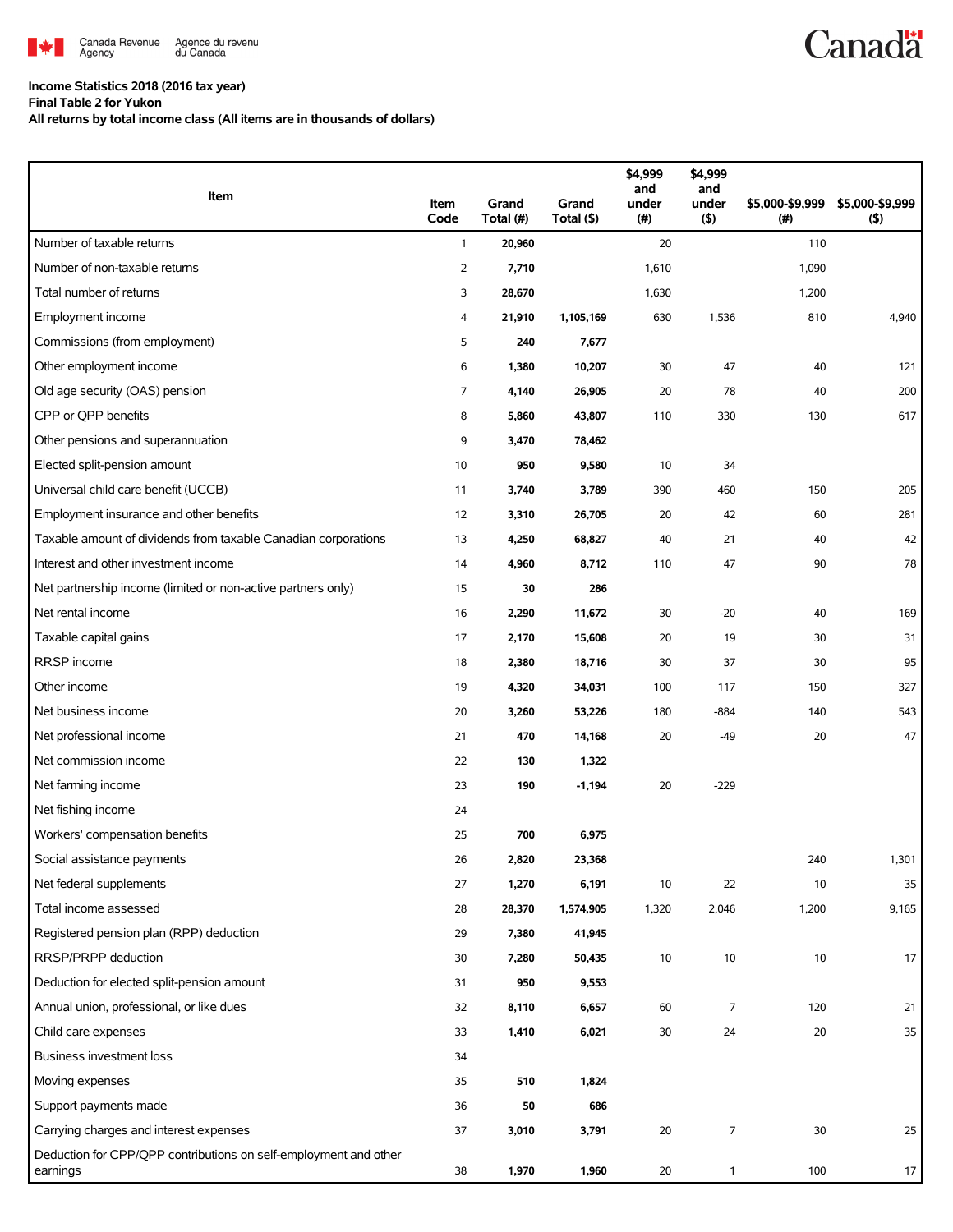Canada Revenue Agency / Agence du revenu du Canada

**Income Statistics 2018 (2016 tax year)**
**Final Table 2 for Yukon**
**All returns by total income class (All items are in thousands of dollars)**

| Item | Item Code | Grand Total (#) | Grand Total ($) | $4,999 and under (#) | $4,999 and under ($) | $5,000-$9,999 (#) | $5,000-$9,999 ($) |
|---|---|---|---|---|---|---|---|
| Number of taxable returns | 1 | **20,960** | | 20 | | 110 | |
| Number of non-taxable returns | 2 | **7,710** | | 1,610 | | 1,090 | |
| Total number of returns | 3 | **28,670** | | 1,630 | | 1,200 | |
| Employment income | 4 | **21,910** | **1,105,169** | 630 | 1,536 | 810 | 4,940 |
| Commissions (from employment) | 5 | **240** | **7,677** | | | | |
| Other employment income | 6 | **1,380** | **10,207** | 30 | 47 | 40 | 121 |
| Old age security (OAS) pension | 7 | **4,140** | **26,905** | 20 | 78 | 40 | 200 |
| CPP or QPP benefits | 8 | **5,860** | **43,807** | 110 | 330 | 130 | 617 |
| Other pensions and superannuation | 9 | **3,470** | **78,462** | | | | |
| Elected split-pension amount | 10 | **950** | **9,580** | 10 | 34 | | |
| Universal child care benefit (UCCB) | 11 | **3,740** | **3,789** | 390 | 460 | 150 | 205 |
| Employment insurance and other benefits | 12 | **3,310** | **26,705** | 20 | 42 | 60 | 281 |
| Taxable amount of dividends from taxable Canadian corporations | 13 | **4,250** | **68,827** | 40 | 21 | 40 | 42 |
| Interest and other investment income | 14 | **4,960** | **8,712** | 110 | 47 | 90 | 78 |
| Net partnership income (limited or non-active partners only) | 15 | **30** | **286** | | | | |
| Net rental income | 16 | **2,290** | **11,672** | 30 | -20 | 40 | 169 |
| Taxable capital gains | 17 | **2,170** | **15,608** | 20 | 19 | 30 | 31 |
| RRSP income | 18 | **2,380** | **18,716** | 30 | 37 | 30 | 95 |
| Other income | 19 | **4,320** | **34,031** | 100 | 117 | 150 | 327 |
| Net business income | 20 | **3,260** | **53,226** | 180 | -884 | 140 | 543 |
| Net professional income | 21 | **470** | **14,168** | 20 | -49 | 20 | 47 |
| Net commission income | 22 | **130** | **1,322** | | | | |
| Net farming income | 23 | **190** | **-1,194** | 20 | -229 | | |
| Net fishing income | 24 | | | | | | |
| Workers' compensation benefits | 25 | **700** | **6,975** | | | | |
| Social assistance payments | 26 | **2,820** | **23,368** | | | 240 | 1,301 |
| Net federal supplements | 27 | **1,270** | **6,191** | 10 | 22 | 10 | 35 |
| Total income assessed | 28 | **28,370** | **1,574,905** | 1,320 | 2,046 | 1,200 | 9,165 |
| Registered pension plan (RPP) deduction | 29 | **7,380** | **41,945** | | | | |
| RRSP/PRPP deduction | 30 | **7,280** | **50,435** | 10 | 10 | 10 | 17 |
| Deduction for elected split-pension amount | 31 | **950** | **9,553** | | | | |
| Annual union, professional, or like dues | 32 | **8,110** | **6,657** | 60 | 7 | 120 | 21 |
| Child care expenses | 33 | **1,410** | **6,021** | 30 | 24 | 20 | 35 |
| Business investment loss | 34 | | | | | | |
| Moving expenses | 35 | **510** | **1,824** | | | | |
| Support payments made | 36 | **50** | **686** | | | | |
| Carrying charges and interest expenses | 37 | **3,010** | **3,791** | 20 | 7 | 30 | 25 |
| Deduction for CPP/QPP contributions on self-employment and other earnings | 38 | **1,970** | **1,960** | 20 | 1 | 100 | 17 |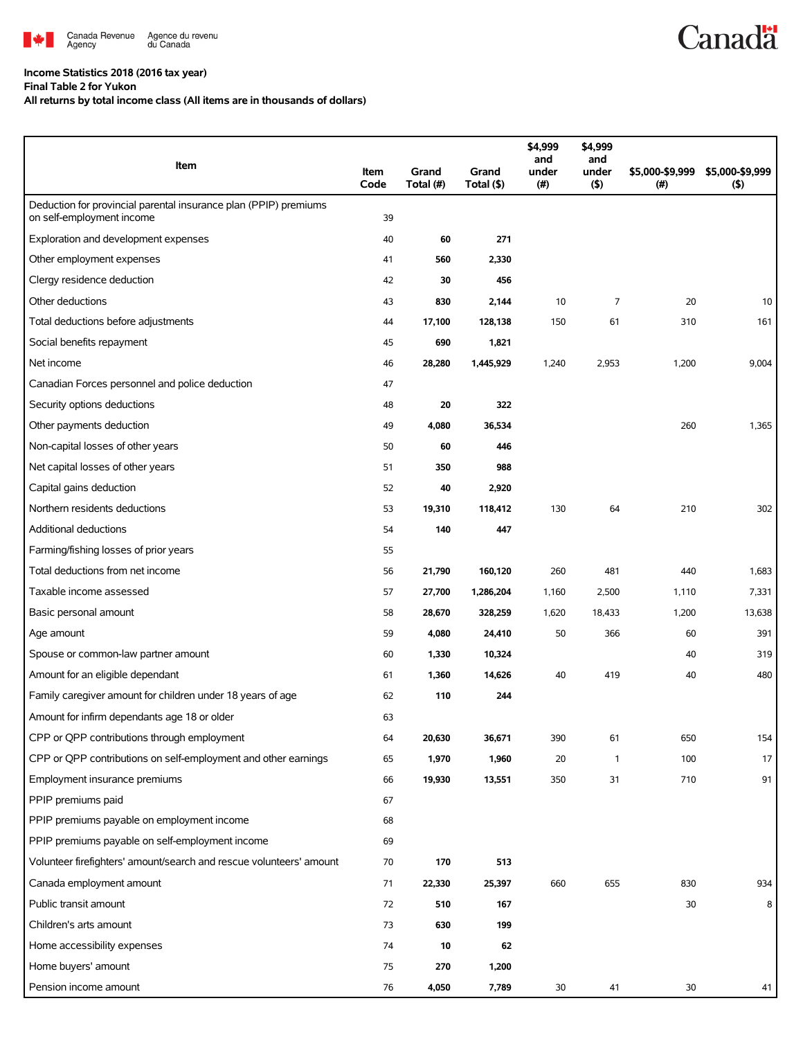**Income Statistics 2018 (2016 tax year)**
**Final Table 2 for Yukon**
**All returns by total income class (All items are in thousands of dollars)**

| Item | Item Code | Grand Total (#) | Grand Total ($) | $4,999 and under (#) | $4,999 and under ($) | $5,000-$9,999 (#) | $5,000-$9,999 ($) |
|---|---|---|---|---|---|---|---|
| Deduction for provincial parental insurance plan (PPIP) premiums on self-employment income | 39 | | | | | | |
| Exploration and development expenses | 40 | **60** | **271** | | | | |
| Other employment expenses | 41 | **560** | **2,330** | | | | |
| Clergy residence deduction | 42 | **30** | **456** | | | | |
| Other deductions | 43 | **830** | **2,144** | 10 | 7 | 20 | 10 |
| Total deductions before adjustments | 44 | **17,100** | **128,138** | 150 | 61 | 310 | 161 |
| Social benefits repayment | 45 | **690** | **1,821** | | | | |
| Net income | 46 | **28,280** | **1,445,929** | 1,240 | 2,953 | 1,200 | 9,004 |
| Canadian Forces personnel and police deduction | 47 | | | | | | |
| Security options deductions | 48 | **20** | **322** | | | | |
| Other payments deduction | 49 | **4,080** | **36,534** | | | 260 | 1,365 |
| Non-capital losses of other years | 50 | **60** | **446** | | | | |
| Net capital losses of other years | 51 | **350** | **988** | | | | |
| Capital gains deduction | 52 | **40** | **2,920** | | | | |
| Northern residents deductions | 53 | **19,310** | **118,412** | 130 | 64 | 210 | 302 |
| Additional deductions | 54 | **140** | **447** | | | | |
| Farming/fishing losses of prior years | 55 | | | | | | |
| Total deductions from net income | 56 | **21,790** | **160,120** | 260 | 481 | 440 | 1,683 |
| Taxable income assessed | 57 | **27,700** | **1,286,204** | 1,160 | 2,500 | 1,110 | 7,331 |
| Basic personal amount | 58 | **28,670** | **328,259** | 1,620 | 18,433 | 1,200 | 13,638 |
| Age amount | 59 | **4,080** | **24,410** | 50 | 366 | 60 | 391 |
| Spouse or common-law partner amount | 60 | **1,330** | **10,324** | | | 40 | 319 |
| Amount for an eligible dependant | 61 | **1,360** | **14,626** | 40 | 419 | 40 | 480 |
| Family caregiver amount for children under 18 years of age | 62 | **110** | **244** | | | | |
| Amount for infirm dependants age 18 or older | 63 | | | | | | |
| CPP or QPP contributions through employment | 64 | **20,630** | **36,671** | 390 | 61 | 650 | 154 |
| CPP or QPP contributions on self-employment and other earnings | 65 | **1,970** | **1,960** | 20 | 1 | 100 | 17 |
| Employment insurance premiums | 66 | **19,930** | **13,551** | 350 | 31 | 710 | 91 |
| PPIP premiums paid | 67 | | | | | | |
| PPIP premiums payable on employment income | 68 | | | | | | |
| PPIP premiums payable on self-employment income | 69 | | | | | | |
| Volunteer firefighters' amount/search and rescue volunteers' amount | 70 | **170** | **513** | | | | |
| Canada employment amount | 71 | **22,330** | **25,397** | 660 | 655 | 830 | 934 |
| Public transit amount | 72 | **510** | **167** | | | 30 | 8 |
| Children's arts amount | 73 | **630** | **199** | | | | |
| Home accessibility expenses | 74 | **10** | **62** | | | | |
| Home buyers' amount | 75 | **270** | **1,200** | | | | |
| Pension income amount | 76 | **4,050** | **7,789** | 30 | 41 | 30 | 41 |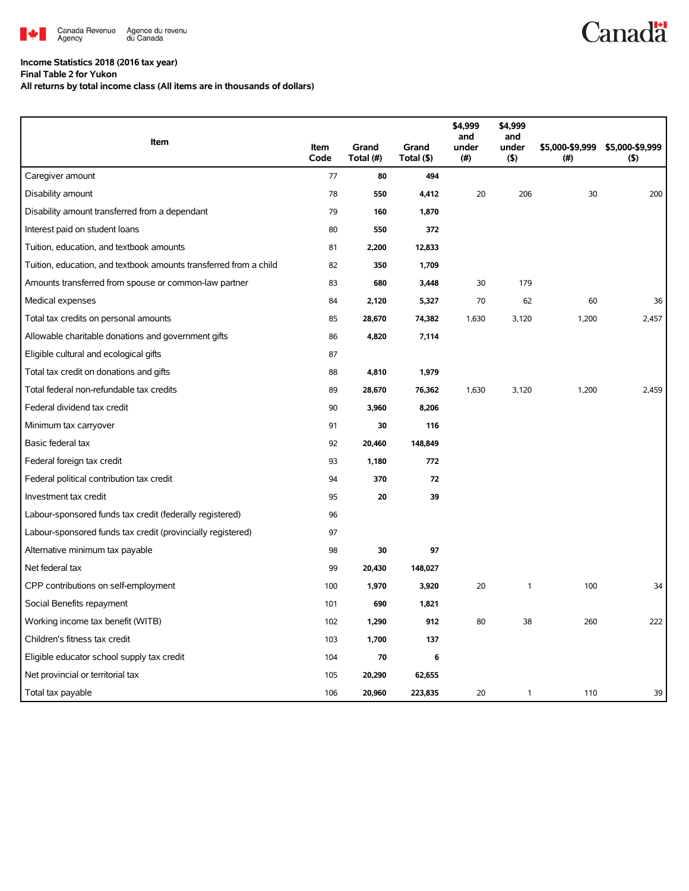Canada Revenue Agency / Agence du revenu du Canada

**Income Statistics 2018 (2016 tax year)**
**Final Table 2 for Yukon**
**All returns by total income class (All items are in thousands of dollars)**

| Item | Item Code | Grand Total (#) | Grand Total ($) | $4,999 and under (#) | $4,999 and under ($) | $5,000-$9,999 (#) | $5,000-$9,999 ($) |
|---|---|---|---|---|---|---|---|
| Caregiver amount | 77 | 80 | 494 | | | | |
| Disability amount | 78 | 550 | 4,412 | 20 | 206 | 30 | 200 |
| Disability amount transferred from a dependant | 79 | 160 | 1,870 | | | | |
| Interest paid on student loans | 80 | 550 | 372 | | | | |
| Tuition, education, and textbook amounts | 81 | 2,200 | 12,833 | | | | |
| Tuition, education, and textbook amounts transferred from a child | 82 | 350 | 1,709 | | | | |
| Amounts transferred from spouse or common-law partner | 83 | 680 | 3,448 | 30 | 179 | | |
| Medical expenses | 84 | 2,120 | 5,327 | 70 | 62 | 60 | 36 |
| Total tax credits on personal amounts | 85 | 28,670 | 74,382 | 1,630 | 3,120 | 1,200 | 2,457 |
| Allowable charitable donations and government gifts | 86 | 4,820 | 7,114 | | | | |
| Eligible cultural and ecological gifts | 87 | | | | | | |
| Total tax credit on donations and gifts | 88 | 4,810 | 1,979 | | | | |
| Total federal non-refundable tax credits | 89 | 28,670 | 76,362 | 1,630 | 3,120 | 1,200 | 2,459 |
| Federal dividend tax credit | 90 | 3,960 | 8,206 | | | | |
| Minimum tax carryover | 91 | 30 | 116 | | | | |
| Basic federal tax | 92 | 20,460 | 148,849 | | | | |
| Federal foreign tax credit | 93 | 1,180 | 772 | | | | |
| Federal political contribution tax credit | 94 | 370 | 72 | | | | |
| Investment tax credit | 95 | 20 | 39 | | | | |
| Labour-sponsored funds tax credit (federally registered) | 96 | | | | | | |
| Labour-sponsored funds tax credit (provincially registered) | 97 | | | | | | |
| Alternative minimum tax payable | 98 | 30 | 97 | | | | |
| Net federal tax | 99 | 20,430 | 148,027 | | | | |
| CPP contributions on self-employment | 100 | 1,970 | 3,920 | 20 | 1 | 100 | 34 |
| Social Benefits repayment | 101 | 690 | 1,821 | | | | |
| Working income tax benefit (WITB) | 102 | 1,290 | 912 | 80 | 38 | 260 | 222 |
| Children's fitness tax credit | 103 | 1,700 | 137 | | | | |
| Eligible educator school supply tax credit | 104 | 70 | 6 | | | | |
| Net provincial or territorial tax | 105 | 20,290 | 62,655 | | | | |
| Total tax payable | 106 | 20,960 | 223,835 | 20 | 1 | 110 | 39 |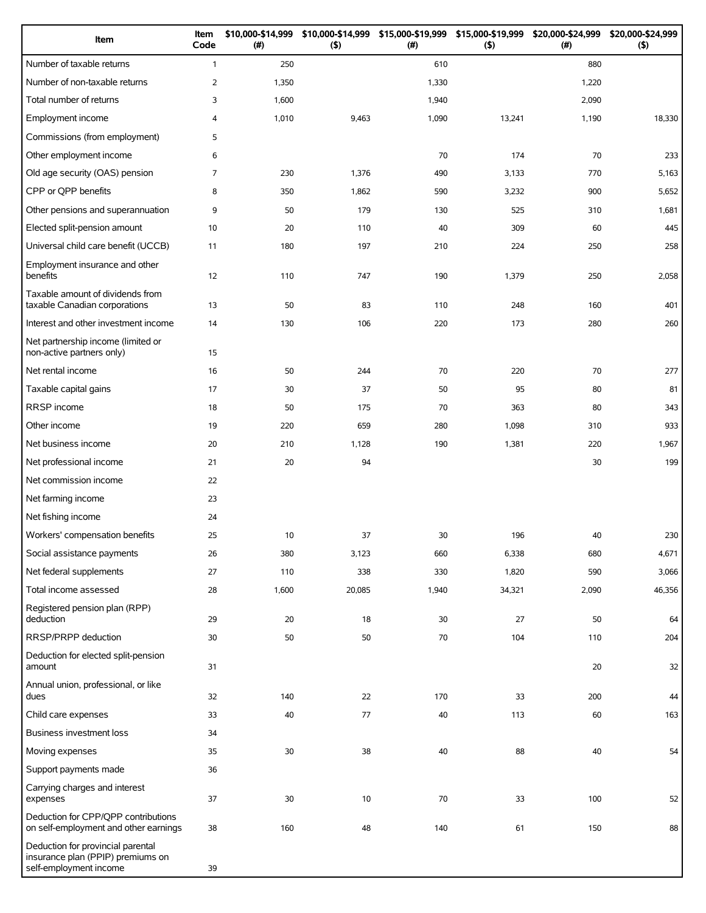| Item | Item Code | $10,000-$14,999 (#) | $10,000-$14,999 ($) | $15,000-$19,999 (#) | $15,000-$19,999 ($) | $20,000-$24,999 (#) | $20,000-$24,999 ($) |
|---|---|---|---|---|---|---|---|
| Number of taxable returns | 1 | 250 | | 610 | | 880 | |
| Number of non-taxable returns | 2 | 1,350 | | 1,330 | | 1,220 | |
| Total number of returns | 3 | 1,600 | | 1,940 | | 2,090 | |
| Employment income | 4 | 1,010 | 9,463 | 1,090 | 13,241 | 1,190 | 18,330 |
| Commissions (from employment) | 5 | | | | | | |
| Other employment income | 6 | | | 70 | 174 | 70 | 233 |
| Old age security (OAS) pension | 7 | 230 | 1,376 | 490 | 3,133 | 770 | 5,163 |
| CPP or QPP benefits | 8 | 350 | 1,862 | 590 | 3,232 | 900 | 5,652 |
| Other pensions and superannuation | 9 | 50 | 179 | 130 | 525 | 310 | 1,681 |
| Elected split-pension amount | 10 | 20 | 110 | 40 | 309 | 60 | 445 |
| Universal child care benefit (UCCB) | 11 | 180 | 197 | 210 | 224 | 250 | 258 |
| Employment insurance and other benefits | 12 | 110 | 747 | 190 | 1,379 | 250 | 2,058 |
| Taxable amount of dividends from taxable Canadian corporations | 13 | 50 | 83 | 110 | 248 | 160 | 401 |
| Interest and other investment income | 14 | 130 | 106 | 220 | 173 | 280 | 260 |
| Net partnership income (limited or non-active partners only) | 15 | | | | | | |
| Net rental income | 16 | 50 | 244 | 70 | 220 | 70 | 277 |
| Taxable capital gains | 17 | 30 | 37 | 50 | 95 | 80 | 81 |
| RRSP income | 18 | 50 | 175 | 70 | 363 | 80 | 343 |
| Other income | 19 | 220 | 659 | 280 | 1,098 | 310 | 933 |
| Net business income | 20 | 210 | 1,128 | 190 | 1,381 | 220 | 1,967 |
| Net professional income | 21 | 20 | 94 | | | 30 | 199 |
| Net commission income | 22 | | | | | | |
| Net farming income | 23 | | | | | | |
| Net fishing income | 24 | | | | | | |
| Workers' compensation benefits | 25 | 10 | 37 | 30 | 196 | 40 | 230 |
| Social assistance payments | 26 | 380 | 3,123 | 660 | 6,338 | 680 | 4,671 |
| Net federal supplements | 27 | 110 | 338 | 330 | 1,820 | 590 | 3,066 |
| Total income assessed | 28 | 1,600 | 20,085 | 1,940 | 34,321 | 2,090 | 46,356 |
| Registered pension plan (RPP) deduction | 29 | 20 | 18 | 30 | 27 | 50 | 64 |
| RRSP/PRPP deduction | 30 | 50 | 50 | 70 | 104 | 110 | 204 |
| Deduction for elected split-pension amount | 31 | | | | | 20 | 32 |
| Annual union, professional, or like dues | 32 | 140 | 22 | 170 | 33 | 200 | 44 |
| Child care expenses | 33 | 40 | 77 | 40 | 113 | 60 | 163 |
| Business investment loss | 34 | | | | | | |
| Moving expenses | 35 | 30 | 38 | 40 | 88 | 40 | 54 |
| Support payments made | 36 | | | | | | |
| Carrying charges and interest expenses | 37 | 30 | 10 | 70 | 33 | 100 | 52 |
| Deduction for CPP/QPP contributions on self-employment and other earnings | 38 | 160 | 48 | 140 | 61 | 150 | 88 |
| Deduction for provincial parental insurance plan (PPIP) premiums on self-employment income | 39 | | | | | | |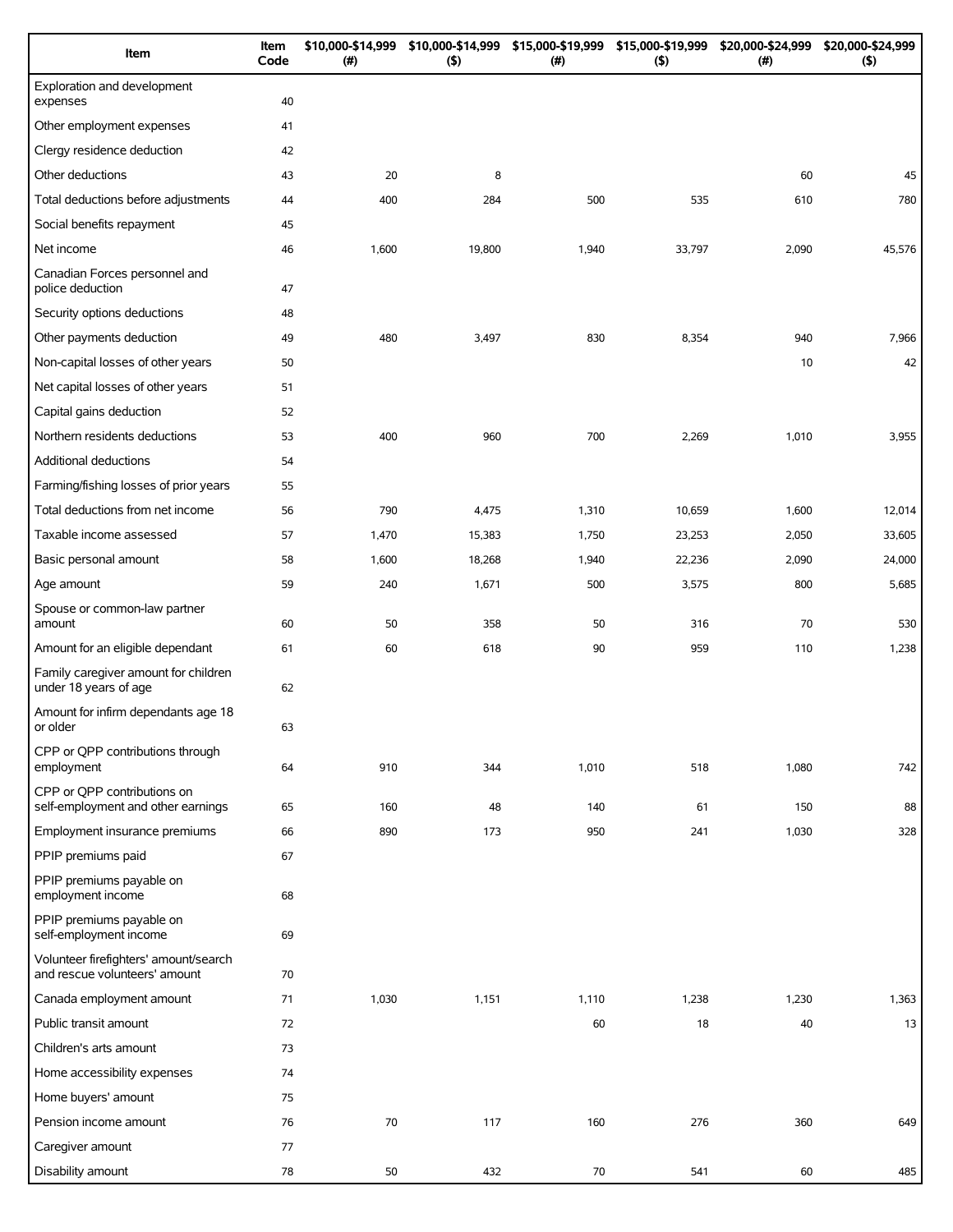| Item | Item Code | $10,000-$14,999 (#) | $10,000-$14,999 ($) | $15,000-$19,999 (#) | $15,000-$19,999 ($) | $20,000-$24,999 (#) | $20,000-$24,999 ($) |
|---|---|---|---|---|---|---|---|
| Exploration and development expenses | 40 | | | | | | |
| Other employment expenses | 41 | | | | | | |
| Clergy residence deduction | 42 | | | | | | |
| Other deductions | 43 | 20 | 8 | | | 60 | 45 |
| Total deductions before adjustments | 44 | 400 | 284 | 500 | 535 | 610 | 780 |
| Social benefits repayment | 45 | | | | | | |
| Net income | 46 | 1,600 | 19,800 | 1,940 | 33,797 | 2,090 | 45,576 |
| Canadian Forces personnel and police deduction | 47 | | | | | | |
| Security options deductions | 48 | | | | | | |
| Other payments deduction | 49 | 480 | 3,497 | 830 | 8,354 | 940 | 7,966 |
| Non-capital losses of other years | 50 | | | | | 10 | 42 |
| Net capital losses of other years | 51 | | | | | | |
| Capital gains deduction | 52 | | | | | | |
| Northern residents deductions | 53 | 400 | 960 | 700 | 2,269 | 1,010 | 3,955 |
| Additional deductions | 54 | | | | | | |
| Farming/fishing losses of prior years | 55 | | | | | | |
| Total deductions from net income | 56 | 790 | 4,475 | 1,310 | 10,659 | 1,600 | 12,014 |
| Taxable income assessed | 57 | 1,470 | 15,383 | 1,750 | 23,253 | 2,050 | 33,605 |
| Basic personal amount | 58 | 1,600 | 18,268 | 1,940 | 22,236 | 2,090 | 24,000 |
| Age amount | 59 | 240 | 1,671 | 500 | 3,575 | 800 | 5,685 |
| Spouse or common-law partner amount | 60 | 50 | 358 | 50 | 316 | 70 | 530 |
| Amount for an eligible dependant | 61 | 60 | 618 | 90 | 959 | 110 | 1,238 |
| Family caregiver amount for children under 18 years of age | 62 | | | | | | |
| Amount for infirm dependants age 18 or older | 63 | | | | | | |
| CPP or QPP contributions through employment | 64 | 910 | 344 | 1,010 | 518 | 1,080 | 742 |
| CPP or QPP contributions on self-employment and other earnings | 65 | 160 | 48 | 140 | 61 | 150 | 88 |
| Employment insurance premiums | 66 | 890 | 173 | 950 | 241 | 1,030 | 328 |
| PPIP premiums paid | 67 | | | | | | |
| PPIP premiums payable on employment income | 68 | | | | | | |
| PPIP premiums payable on self-employment income | 69 | | | | | | |
| Volunteer firefighters' amount/search and rescue volunteers' amount | 70 | | | | | | |
| Canada employment amount | 71 | 1,030 | 1,151 | 1,110 | 1,238 | 1,230 | 1,363 |
| Public transit amount | 72 | | | 60 | 18 | 40 | 13 |
| Children's arts amount | 73 | | | | | | |
| Home accessibility expenses | 74 | | | | | | |
| Home buyers' amount | 75 | | | | | | |
| Pension income amount | 76 | 70 | 117 | 160 | 276 | 360 | 649 |
| Caregiver amount | 77 | | | | | | |
| Disability amount | 78 | 50 | 432 | 70 | 541 | 60 | 485 |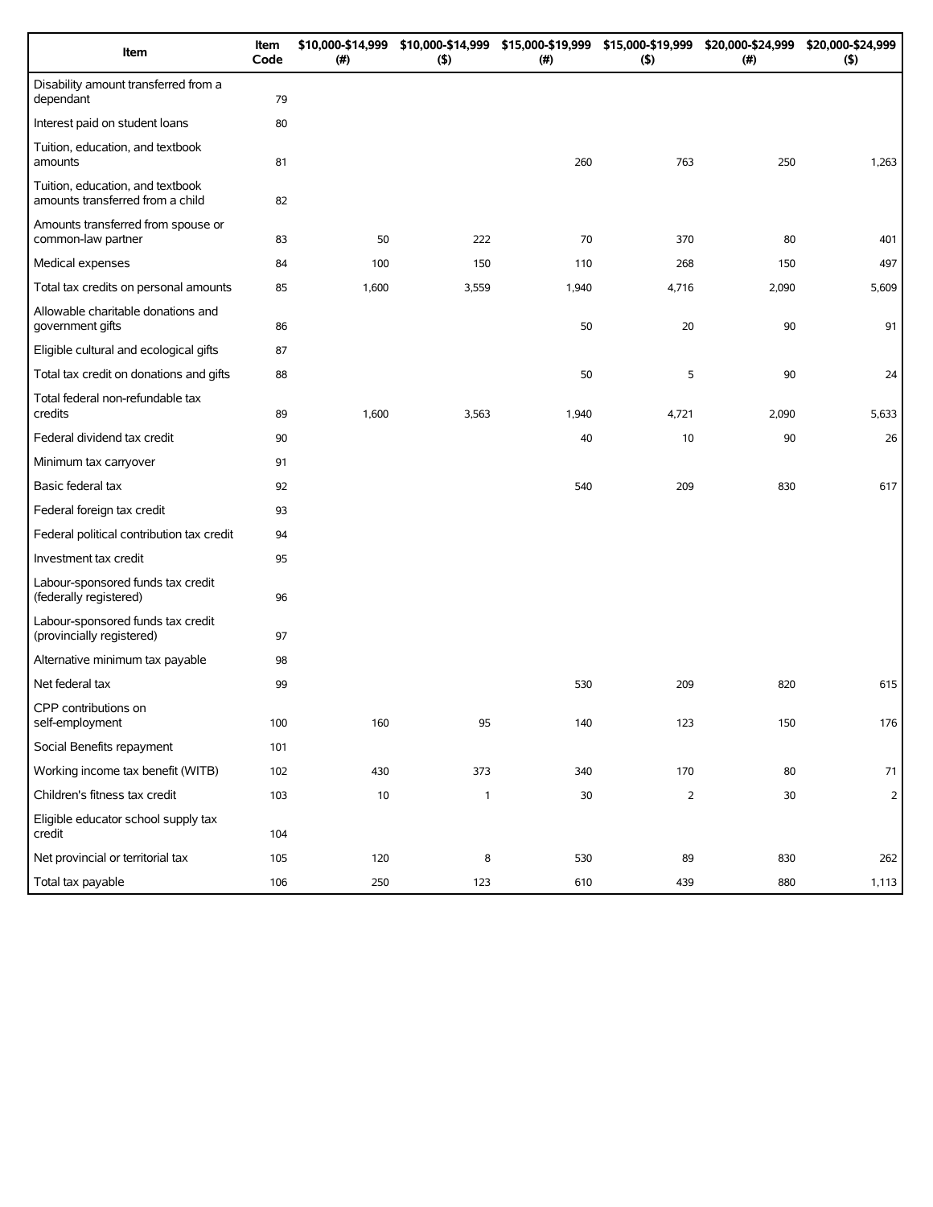| Item | Item Code | $10,000-$14,999 (#) | $10,000-$14,999 ($) | $15,000-$19,999 (#) | $15,000-$19,999 ($) | $20,000-$24,999 (#) | $20,000-$24,999 ($) |
|---|---|---|---|---|---|---|---|
| Disability amount transferred from a dependant | 79 | | | | | | |
| Interest paid on student loans | 80 | | | | | | |
| Tuition, education, and textbook amounts | 81 | | | 260 | 763 | 250 | 1,263 |
| Tuition, education, and textbook amounts transferred from a child | 82 | | | | | | |
| Amounts transferred from spouse or common-law partner | 83 | 50 | 222 | 70 | 370 | 80 | 401 |
| Medical expenses | 84 | 100 | 150 | 110 | 268 | 150 | 497 |
| Total tax credits on personal amounts | 85 | 1,600 | 3,559 | 1,940 | 4,716 | 2,090 | 5,609 |
| Allowable charitable donations and government gifts | 86 | | | 50 | 20 | 90 | 91 |
| Eligible cultural and ecological gifts | 87 | | | | | | |
| Total tax credit on donations and gifts | 88 | | | 50 | 5 | 90 | 24 |
| Total federal non-refundable tax credits | 89 | 1,600 | 3,563 | 1,940 | 4,721 | 2,090 | 5,633 |
| Federal dividend tax credit | 90 | | | 40 | 10 | 90 | 26 |
| Minimum tax carryover | 91 | | | | | | |
| Basic federal tax | 92 | | | 540 | 209 | 830 | 617 |
| Federal foreign tax credit | 93 | | | | | | |
| Federal political contribution tax credit | 94 | | | | | | |
| Investment tax credit | 95 | | | | | | |
| Labour-sponsored funds tax credit (federally registered) | 96 | | | | | | |
| Labour-sponsored funds tax credit (provincially registered) | 97 | | | | | | |
| Alternative minimum tax payable | 98 | | | | | | |
| Net federal tax | 99 | | | 530 | 209 | 820 | 615 |
| CPP contributions on self-employment | 100 | 160 | 95 | 140 | 123 | 150 | 176 |
| Social Benefits repayment | 101 | | | | | | |
| Working income tax benefit (WITB) | 102 | 430 | 373 | 340 | 170 | 80 | 71 |
| Children's fitness tax credit | 103 | 10 | 1 | 30 | 2 | 30 | 2 |
| Eligible educator school supply tax credit | 104 | | | | | | |
| Net provincial or territorial tax | 105 | 120 | 8 | 530 | 89 | 830 | 262 |
| Total tax payable | 106 | 250 | 123 | 610 | 439 | 880 | 1,113 |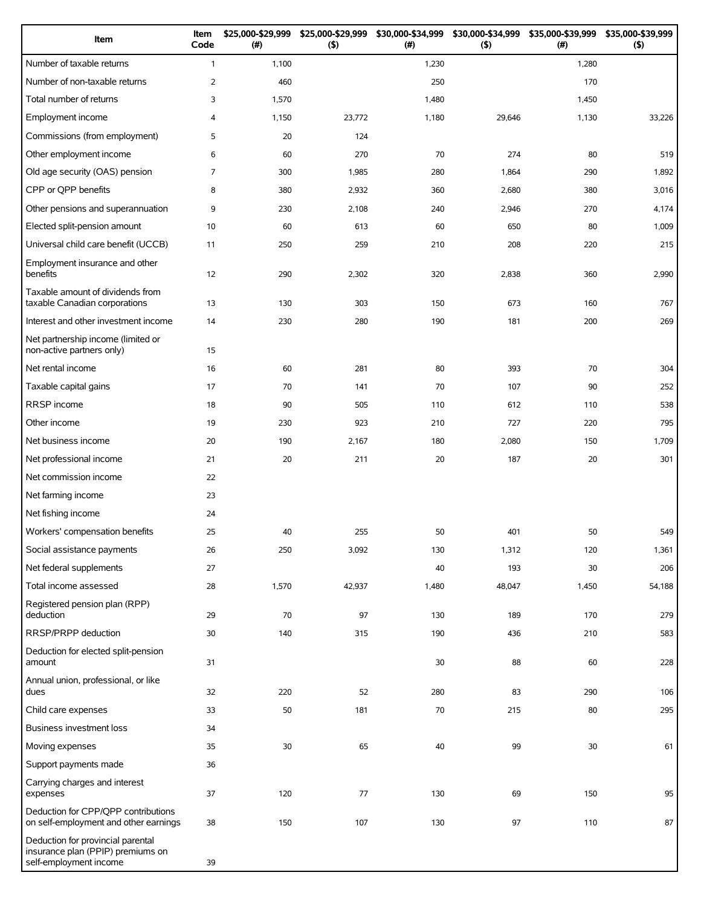| Item | Item Code | $25,000-$29,999 (#) | $25,000-$29,999 ($) | $30,000-$34,999 (#) | $30,000-$34,999 ($) | $35,000-$39,999 (#) | $35,000-$39,999 ($) |
|---|---|---|---|---|---|---|---|
| Number of taxable returns | 1 | 1,100 | | 1,230 | | 1,280 | |
| Number of non-taxable returns | 2 | 460 | | 250 | | 170 | |
| Total number of returns | 3 | 1,570 | | 1,480 | | 1,450 | |
| Employment income | 4 | 1,150 | 23,772 | 1,180 | 29,646 | 1,130 | 33,226 |
| Commissions (from employment) | 5 | 20 | 124 | | | | |
| Other employment income | 6 | 60 | 270 | 70 | 274 | 80 | 519 |
| Old age security (OAS) pension | 7 | 300 | 1,985 | 280 | 1,864 | 290 | 1,892 |
| CPP or QPP benefits | 8 | 380 | 2,932 | 360 | 2,680 | 380 | 3,016 |
| Other pensions and superannuation | 9 | 230 | 2,108 | 240 | 2,946 | 270 | 4,174 |
| Elected split-pension amount | 10 | 60 | 613 | 60 | 650 | 80 | 1,009 |
| Universal child care benefit (UCCB) | 11 | 250 | 259 | 210 | 208 | 220 | 215 |
| Employment insurance and other benefits | 12 | 290 | 2,302 | 320 | 2,838 | 360 | 2,990 |
| Taxable amount of dividends from taxable Canadian corporations | 13 | 130 | 303 | 150 | 673 | 160 | 767 |
| Interest and other investment income | 14 | 230 | 280 | 190 | 181 | 200 | 269 |
| Net partnership income (limited or non-active partners only) | 15 | | | | | | |
| Net rental income | 16 | 60 | 281 | 80 | 393 | 70 | 304 |
| Taxable capital gains | 17 | 70 | 141 | 70 | 107 | 90 | 252 |
| RRSP income | 18 | 90 | 505 | 110 | 612 | 110 | 538 |
| Other income | 19 | 230 | 923 | 210 | 727 | 220 | 795 |
| Net business income | 20 | 190 | 2,167 | 180 | 2,080 | 150 | 1,709 |
| Net professional income | 21 | 20 | 211 | 20 | 187 | 20 | 301 |
| Net commission income | 22 | | | | | | |
| Net farming income | 23 | | | | | | |
| Net fishing income | 24 | | | | | | |
| Workers' compensation benefits | 25 | 40 | 255 | 50 | 401 | 50 | 549 |
| Social assistance payments | 26 | 250 | 3,092 | 130 | 1,312 | 120 | 1,361 |
| Net federal supplements | 27 | | | 40 | 193 | 30 | 206 |
| Total income assessed | 28 | 1,570 | 42,937 | 1,480 | 48,047 | 1,450 | 54,188 |
| Registered pension plan (RPP) deduction | 29 | 70 | 97 | 130 | 189 | 170 | 279 |
| RRSP/PRPP deduction | 30 | 140 | 315 | 190 | 436 | 210 | 583 |
| Deduction for elected split-pension amount | 31 | | | 30 | 88 | 60 | 228 |
| Annual union, professional, or like dues | 32 | 220 | 52 | 280 | 83 | 290 | 106 |
| Child care expenses | 33 | 50 | 181 | 70 | 215 | 80 | 295 |
| Business investment loss | 34 | | | | | | |
| Moving expenses | 35 | 30 | 65 | 40 | 99 | 30 | 61 |
| Support payments made | 36 | | | | | | |
| Carrying charges and interest expenses | 37 | 120 | 77 | 130 | 69 | 150 | 95 |
| Deduction for CPP/QPP contributions on self-employment and other earnings | 38 | 150 | 107 | 130 | 97 | 110 | 87 |
| Deduction for provincial parental insurance plan (PPIP) premiums on self-employment income | 39 | | | | | | |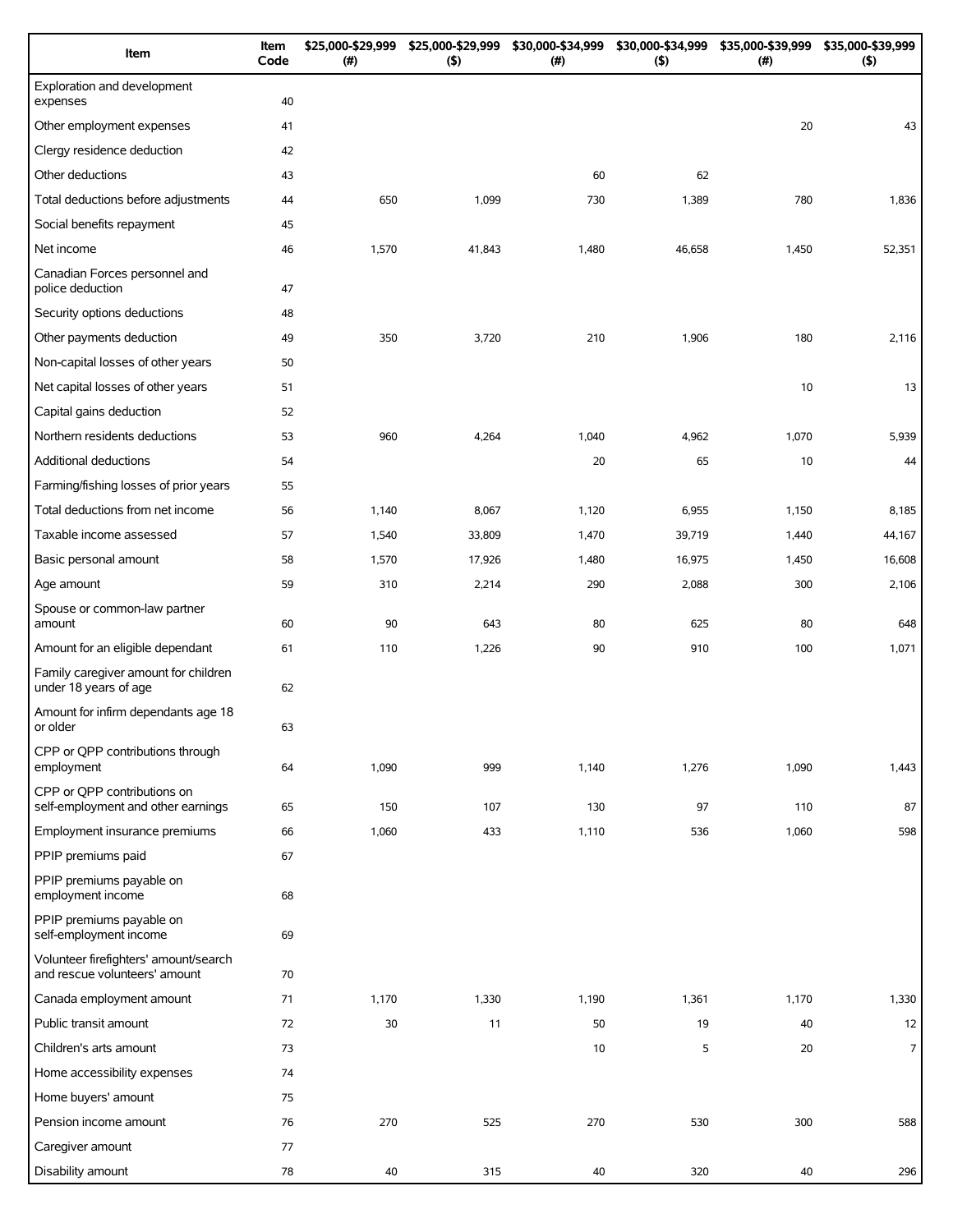| Item | Item Code | $25,000-$29,999 (#) | $25,000-$29,999 ($) | $30,000-$34,999 (#) | $30,000-$34,999 ($) | $35,000-$39,999 (#) | $35,000-$39,999 ($) |
|---|---|---|---|---|---|---|---|
| Exploration and development expenses | 40 | | | | | | |
| Other employment expenses | 41 | | | | | 20 | 43 |
| Clergy residence deduction | 42 | | | | | | |
| Other deductions | 43 | | | 60 | 62 | | |
| Total deductions before adjustments | 44 | 650 | 1,099 | 730 | 1,389 | 780 | 1,836 |
| Social benefits repayment | 45 | | | | | | |
| Net income | 46 | 1,570 | 41,843 | 1,480 | 46,658 | 1,450 | 52,351 |
| Canadian Forces personnel and police deduction | 47 | | | | | | |
| Security options deductions | 48 | | | | | | |
| Other payments deduction | 49 | 350 | 3,720 | 210 | 1,906 | 180 | 2,116 |
| Non-capital losses of other years | 50 | | | | | | |
| Net capital losses of other years | 51 | | | | | 10 | 13 |
| Capital gains deduction | 52 | | | | | | |
| Northern residents deductions | 53 | 960 | 4,264 | 1,040 | 4,962 | 1,070 | 5,939 |
| Additional deductions | 54 | | | 20 | 65 | 10 | 44 |
| Farming/fishing losses of prior years | 55 | | | | | | |
| Total deductions from net income | 56 | 1,140 | 8,067 | 1,120 | 6,955 | 1,150 | 8,185 |
| Taxable income assessed | 57 | 1,540 | 33,809 | 1,470 | 39,719 | 1,440 | 44,167 |
| Basic personal amount | 58 | 1,570 | 17,926 | 1,480 | 16,975 | 1,450 | 16,608 |
| Age amount | 59 | 310 | 2,214 | 290 | 2,088 | 300 | 2,106 |
| Spouse or common-law partner amount | 60 | 90 | 643 | 80 | 625 | 80 | 648 |
| Amount for an eligible dependant | 61 | 110 | 1,226 | 90 | 910 | 100 | 1,071 |
| Family caregiver amount for children under 18 years of age | 62 | | | | | | |
| Amount for infirm dependants age 18 or older | 63 | | | | | | |
| CPP or QPP contributions through employment | 64 | 1,090 | 999 | 1,140 | 1,276 | 1,090 | 1,443 |
| CPP or QPP contributions on self-employment and other earnings | 65 | 150 | 107 | 130 | 97 | 110 | 87 |
| Employment insurance premiums | 66 | 1,060 | 433 | 1,110 | 536 | 1,060 | 598 |
| PPIP premiums paid | 67 | | | | | | |
| PPIP premiums payable on employment income | 68 | | | | | | |
| PPIP premiums payable on self-employment income | 69 | | | | | | |
| Volunteer firefighters' amount/search and rescue volunteers' amount | 70 | | | | | | |
| Canada employment amount | 71 | 1,170 | 1,330 | 1,190 | 1,361 | 1,170 | 1,330 |
| Public transit amount | 72 | 30 | 11 | 50 | 19 | 40 | 12 |
| Children's arts amount | 73 | | | 10 | 5 | 20 | 7 |
| Home accessibility expenses | 74 | | | | | | |
| Home buyers' amount | 75 | | | | | | |
| Pension income amount | 76 | 270 | 525 | 270 | 530 | 300 | 588 |
| Caregiver amount | 77 | | | | | | |
| Disability amount | 78 | 40 | 315 | 40 | 320 | 40 | 296 |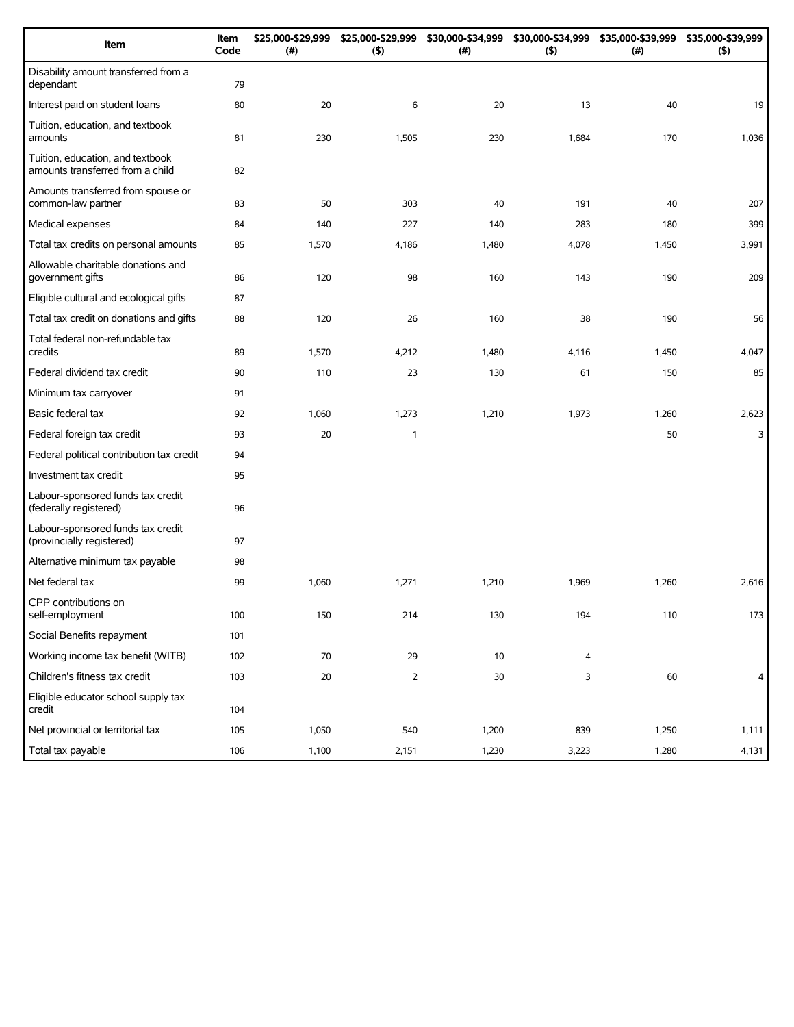| Item | Item Code | $25,000-$29,999 (#) | $25,000-$29,999 ($) | $30,000-$34,999 (#) | $30,000-$34,999 ($) | $35,000-$39,999 (#) | $35,000-$39,999 ($) |
|---|---|---|---|---|---|---|---|
| Disability amount transferred from a dependant | 79 | | | | | | |
| Interest paid on student loans | 80 | 20 | 6 | 20 | 13 | 40 | 19 |
| Tuition, education, and textbook amounts | 81 | 230 | 1,505 | 230 | 1,684 | 170 | 1,036 |
| Tuition, education, and textbook amounts transferred from a child | 82 | | | | | | |
| Amounts transferred from spouse or common-law partner | 83 | 50 | 303 | 40 | 191 | 40 | 207 |
| Medical expenses | 84 | 140 | 227 | 140 | 283 | 180 | 399 |
| Total tax credits on personal amounts | 85 | 1,570 | 4,186 | 1,480 | 4,078 | 1,450 | 3,991 |
| Allowable charitable donations and government gifts | 86 | 120 | 98 | 160 | 143 | 190 | 209 |
| Eligible cultural and ecological gifts | 87 | | | | | | |
| Total tax credit on donations and gifts | 88 | 120 | 26 | 160 | 38 | 190 | 56 |
| Total federal non-refundable tax credits | 89 | 1,570 | 4,212 | 1,480 | 4,116 | 1,450 | 4,047 |
| Federal dividend tax credit | 90 | 110 | 23 | 130 | 61 | 150 | 85 |
| Minimum tax carryover | 91 | | | | | | |
| Basic federal tax | 92 | 1,060 | 1,273 | 1,210 | 1,973 | 1,260 | 2,623 |
| Federal foreign tax credit | 93 | 20 | 1 | | | 50 | 3 |
| Federal political contribution tax credit | 94 | | | | | | |
| Investment tax credit | 95 | | | | | | |
| Labour-sponsored funds tax credit (federally registered) | 96 | | | | | | |
| Labour-sponsored funds tax credit (provincially registered) | 97 | | | | | | |
| Alternative minimum tax payable | 98 | | | | | | |
| Net federal tax | 99 | 1,060 | 1,271 | 1,210 | 1,969 | 1,260 | 2,616 |
| CPP contributions on self-employment | 100 | 150 | 214 | 130 | 194 | 110 | 173 |
| Social Benefits repayment | 101 | | | | | | |
| Working income tax benefit (WITB) | 102 | 70 | 29 | 10 | 4 | | |
| Children's fitness tax credit | 103 | 20 | 2 | 30 | 3 | 60 | 4 |
| Eligible educator school supply tax credit | 104 | | | | | | |
| Net provincial or territorial tax | 105 | 1,050 | 540 | 1,200 | 839 | 1,250 | 1,111 |
| Total tax payable | 106 | 1,100 | 2,151 | 1,230 | 3,223 | 1,280 | 4,131 |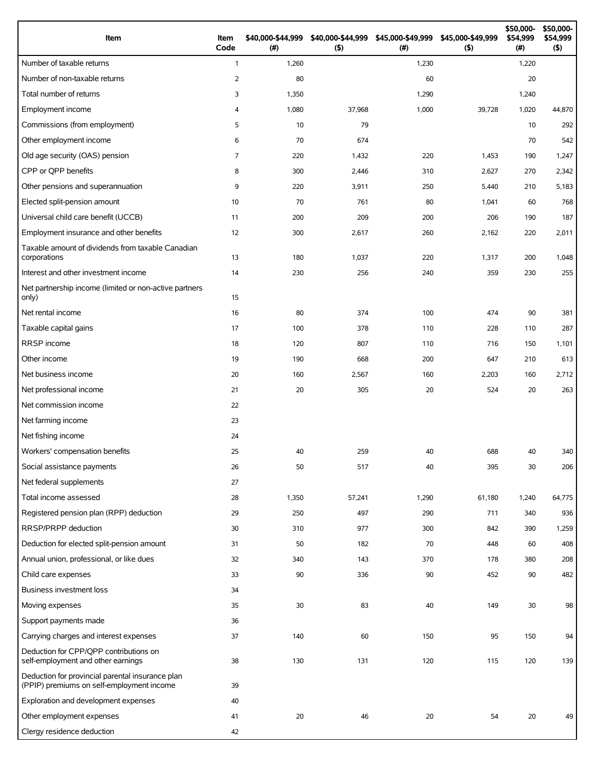| Item | Item Code | $40,000-$44,999 (#) | $40,000-$44,999 ($) | $45,000-$49,999 (#) | $45,000-$49,999 ($) | $50,000-$54,999 (#) | $50,000-$54,999 ($) |
|---|---|---|---|---|---|---|---|
| Number of taxable returns | 1 | 1,260 | | 1,230 | | 1,220 | |
| Number of non-taxable returns | 2 | 80 | | 60 | | 20 | |
| Total number of returns | 3 | 1,350 | | 1,290 | | 1,240 | |
| Employment income | 4 | 1,080 | 37,968 | 1,000 | 39,728 | 1,020 | 44,870 |
| Commissions (from employment) | 5 | 10 | 79 | | | 10 | 292 |
| Other employment income | 6 | 70 | 674 | | | 70 | 542 |
| Old age security (OAS) pension | 7 | 220 | 1,432 | 220 | 1,453 | 190 | 1,247 |
| CPP or QPP benefits | 8 | 300 | 2,446 | 310 | 2,627 | 270 | 2,342 |
| Other pensions and superannuation | 9 | 220 | 3,911 | 250 | 5,440 | 210 | 5,183 |
| Elected split-pension amount | 10 | 70 | 761 | 80 | 1,041 | 60 | 768 |
| Universal child care benefit (UCCB) | 11 | 200 | 209 | 200 | 206 | 190 | 187 |
| Employment insurance and other benefits | 12 | 300 | 2,617 | 260 | 2,162 | 220 | 2,011 |
| Taxable amount of dividends from taxable Canadian corporations | 13 | 180 | 1,037 | 220 | 1,317 | 200 | 1,048 |
| Interest and other investment income | 14 | 230 | 256 | 240 | 359 | 230 | 255 |
| Net partnership income (limited or non-active partners only) | 15 | | | | | | |
| Net rental income | 16 | 80 | 374 | 100 | 474 | 90 | 381 |
| Taxable capital gains | 17 | 100 | 378 | 110 | 228 | 110 | 287 |
| RRSP income | 18 | 120 | 807 | 110 | 716 | 150 | 1,101 |
| Other income | 19 | 190 | 668 | 200 | 647 | 210 | 613 |
| Net business income | 20 | 160 | 2,567 | 160 | 2,203 | 160 | 2,712 |
| Net professional income | 21 | 20 | 305 | 20 | 524 | 20 | 263 |
| Net commission income | 22 | | | | | | |
| Net farming income | 23 | | | | | | |
| Net fishing income | 24 | | | | | | |
| Workers' compensation benefits | 25 | 40 | 259 | 40 | 688 | 40 | 340 |
| Social assistance payments | 26 | 50 | 517 | 40 | 395 | 30 | 206 |
| Net federal supplements | 27 | | | | | | |
| Total income assessed | 28 | 1,350 | 57,241 | 1,290 | 61,180 | 1,240 | 64,775 |
| Registered pension plan (RPP) deduction | 29 | 250 | 497 | 290 | 711 | 340 | 936 |
| RRSP/PRPP deduction | 30 | 310 | 977 | 300 | 842 | 390 | 1,259 |
| Deduction for elected split-pension amount | 31 | 50 | 182 | 70 | 448 | 60 | 408 |
| Annual union, professional, or like dues | 32 | 340 | 143 | 370 | 178 | 380 | 208 |
| Child care expenses | 33 | 90 | 336 | 90 | 452 | 90 | 482 |
| Business investment loss | 34 | | | | | | |
| Moving expenses | 35 | 30 | 83 | 40 | 149 | 30 | 98 |
| Support payments made | 36 | | | | | | |
| Carrying charges and interest expenses | 37 | 140 | 60 | 150 | 95 | 150 | 94 |
| Deduction for CPP/QPP contributions on self-employment and other earnings | 38 | 130 | 131 | 120 | 115 | 120 | 139 |
| Deduction for provincial parental insurance plan (PPIP) premiums on self-employment income | 39 | | | | | | |
| Exploration and development expenses | 40 | | | | | | |
| Other employment expenses | 41 | 20 | 46 | 20 | 54 | 20 | 49 |
| Clergy residence deduction | 42 | | | | | | |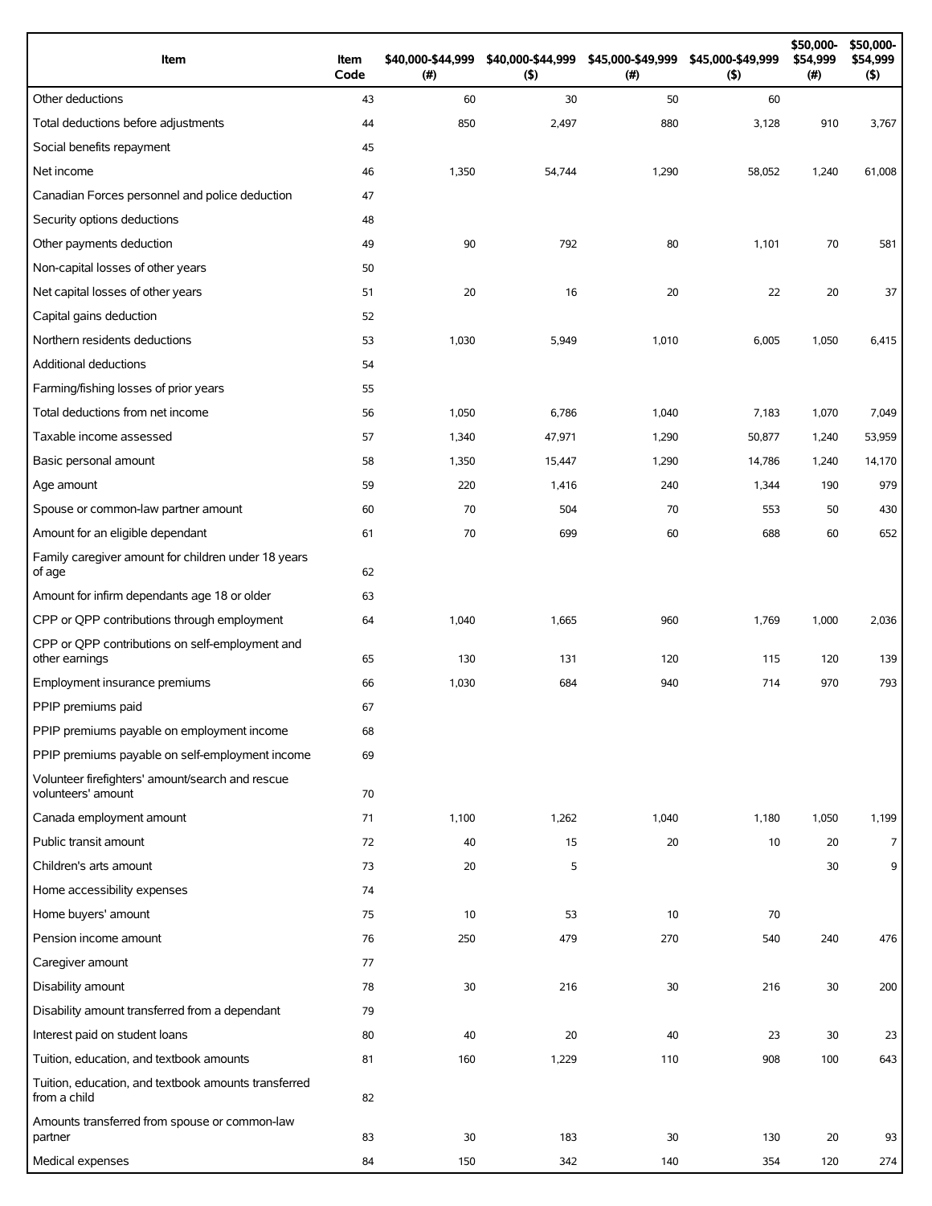| Item | Item Code | $40,000-$44,999 (#) | $40,000-$44,999 ($) | $45,000-$49,999 (#) | $45,000-$49,999 ($) | $50,000-$54,999 (#) | $50,000-$54,999 ($) |
|---|---|---|---|---|---|---|---|
| Other deductions | 43 | 60 | 30 | 50 | 60 | | |
| Total deductions before adjustments | 44 | 850 | 2,497 | 880 | 3,128 | 910 | 3,767 |
| Social benefits repayment | 45 | | | | | | |
| Net income | 46 | 1,350 | 54,744 | 1,290 | 58,052 | 1,240 | 61,008 |
| Canadian Forces personnel and police deduction | 47 | | | | | | |
| Security options deductions | 48 | | | | | | |
| Other payments deduction | 49 | 90 | 792 | 80 | 1,101 | 70 | 581 |
| Non-capital losses of other years | 50 | | | | | | |
| Net capital losses of other years | 51 | 20 | 16 | 20 | 22 | 20 | 37 |
| Capital gains deduction | 52 | | | | | | |
| Northern residents deductions | 53 | 1,030 | 5,949 | 1,010 | 6,005 | 1,050 | 6,415 |
| Additional deductions | 54 | | | | | | |
| Farming/fishing losses of prior years | 55 | | | | | | |
| Total deductions from net income | 56 | 1,050 | 6,786 | 1,040 | 7,183 | 1,070 | 7,049 |
| Taxable income assessed | 57 | 1,340 | 47,971 | 1,290 | 50,877 | 1,240 | 53,959 |
| Basic personal amount | 58 | 1,350 | 15,447 | 1,290 | 14,786 | 1,240 | 14,170 |
| Age amount | 59 | 220 | 1,416 | 240 | 1,344 | 190 | 979 |
| Spouse or common-law partner amount | 60 | 70 | 504 | 70 | 553 | 50 | 430 |
| Amount for an eligible dependant | 61 | 70 | 699 | 60 | 688 | 60 | 652 |
| Family caregiver amount for children under 18 years of age | 62 | | | | | | |
| Amount for infirm dependants age 18 or older | 63 | | | | | | |
| CPP or QPP contributions through employment | 64 | 1,040 | 1,665 | 960 | 1,769 | 1,000 | 2,036 |
| CPP or QPP contributions on self-employment and other earnings | 65 | 130 | 131 | 120 | 115 | 120 | 139 |
| Employment insurance premiums | 66 | 1,030 | 684 | 940 | 714 | 970 | 793 |
| PPIP premiums paid | 67 | | | | | | |
| PPIP premiums payable on employment income | 68 | | | | | | |
| PPIP premiums payable on self-employment income | 69 | | | | | | |
| Volunteer firefighters' amount/search and rescue volunteers' amount | 70 | | | | | | |
| Canada employment amount | 71 | 1,100 | 1,262 | 1,040 | 1,180 | 1,050 | 1,199 |
| Public transit amount | 72 | 40 | 15 | 20 | 10 | 20 | 7 |
| Children's arts amount | 73 | 20 | 5 | | | 30 | 9 |
| Home accessibility expenses | 74 | | | | | | |
| Home buyers' amount | 75 | 10 | 53 | 10 | 70 | | |
| Pension income amount | 76 | 250 | 479 | 270 | 540 | 240 | 476 |
| Caregiver amount | 77 | | | | | | |
| Disability amount | 78 | 30 | 216 | 30 | 216 | 30 | 200 |
| Disability amount transferred from a dependant | 79 | | | | | | |
| Interest paid on student loans | 80 | 40 | 20 | 40 | 23 | 30 | 23 |
| Tuition, education, and textbook amounts | 81 | 160 | 1,229 | 110 | 908 | 100 | 643 |
| Tuition, education, and textbook amounts transferred from a child | 82 | | | | | | |
| Amounts transferred from spouse or common-law partner | 83 | 30 | 183 | 30 | 130 | 20 | 93 |
| Medical expenses | 84 | 150 | 342 | 140 | 354 | 120 | 274 |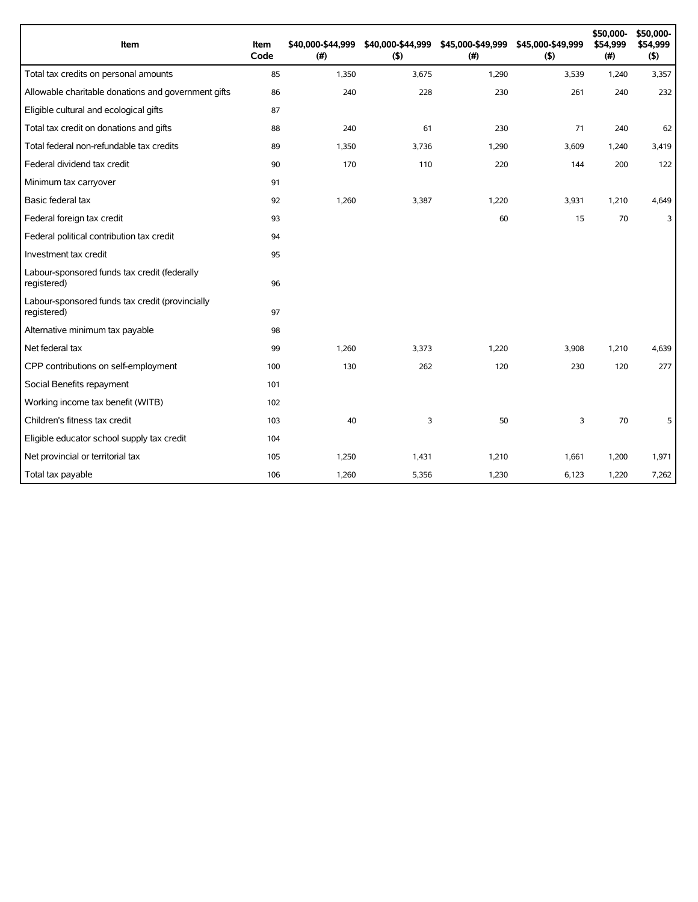| Item | Item Code | $40,000-$44,999 (#) | $40,000-$44,999 ($) | $45,000-$49,999 (#) | $45,000-$49,999 ($) | $50,000-$54,999 (#) | $50,000-$54,999 ($) |
|---|---|---|---|---|---|---|---|
| Total tax credits on personal amounts | 85 | 1,350 | 3,675 | 1,290 | 3,539 | 1,240 | 3,357 |
| Allowable charitable donations and government gifts | 86 | 240 | 228 | 230 | 261 | 240 | 232 |
| Eligible cultural and ecological gifts | 87 | | | | | | |
| Total tax credit on donations and gifts | 88 | 240 | 61 | 230 | 71 | 240 | 62 |
| Total federal non-refundable tax credits | 89 | 1,350 | 3,736 | 1,290 | 3,609 | 1,240 | 3,419 |
| Federal dividend tax credit | 90 | 170 | 110 | 220 | 144 | 200 | 122 |
| Minimum tax carryover | 91 | | | | | | |
| Basic federal tax | 92 | 1,260 | 3,387 | 1,220 | 3,931 | 1,210 | 4,649 |
| Federal foreign tax credit | 93 | | | 60 | 15 | 70 | 3 |
| Federal political contribution tax credit | 94 | | | | | | |
| Investment tax credit | 95 | | | | | | |
| Labour-sponsored funds tax credit (federally registered) | 96 | | | | | | |
| Labour-sponsored funds tax credit (provincially registered) | 97 | | | | | | |
| Alternative minimum tax payable | 98 | | | | | | |
| Net federal tax | 99 | 1,260 | 3,373 | 1,220 | 3,908 | 1,210 | 4,639 |
| CPP contributions on self-employment | 100 | 130 | 262 | 120 | 230 | 120 | 277 |
| Social Benefits repayment | 101 | | | | | | |
| Working income tax benefit (WITB) | 102 | | | | | | |
| Children's fitness tax credit | 103 | 40 | 3 | 50 | 3 | 70 | 5 |
| Eligible educator school supply tax credit | 104 | | | | | | |
| Net provincial or territorial tax | 105 | 1,250 | 1,431 | 1,210 | 1,661 | 1,200 | 1,971 |
| Total tax payable | 106 | 1,260 | 5,356 | 1,230 | 6,123 | 1,220 | 7,262 |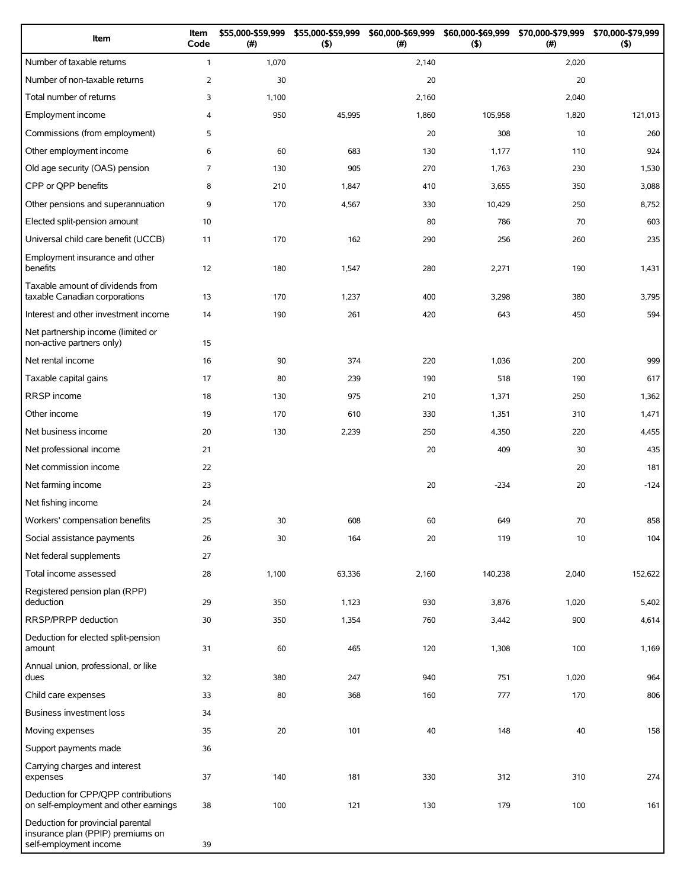| Item | Item Code | $55,000-$59,999 (#) | $55,000-$59,999 ($) | $60,000-$69,999 (#) | $60,000-$69,999 ($) | $70,000-$79,999 (#) | $70,000-$79,999 ($) |
|---|---|---|---|---|---|---|---|
| Number of taxable returns | 1 | 1,070 | | 2,140 | | 2,020 | |
| Number of non-taxable returns | 2 | 30 | | 20 | | 20 | |
| Total number of returns | 3 | 1,100 | | 2,160 | | 2,040 | |
| Employment income | 4 | 950 | 45,995 | 1,860 | 105,958 | 1,820 | 121,013 |
| Commissions (from employment) | 5 | | | 20 | 308 | 10 | 260 |
| Other employment income | 6 | 60 | 683 | 130 | 1,177 | 110 | 924 |
| Old age security (OAS) pension | 7 | 130 | 905 | 270 | 1,763 | 230 | 1,530 |
| CPP or QPP benefits | 8 | 210 | 1,847 | 410 | 3,655 | 350 | 3,088 |
| Other pensions and superannuation | 9 | 170 | 4,567 | 330 | 10,429 | 250 | 8,752 |
| Elected split-pension amount | 10 | | | 80 | 786 | 70 | 603 |
| Universal child care benefit (UCCB) | 11 | 170 | 162 | 290 | 256 | 260 | 235 |
| Employment insurance and other benefits | 12 | 180 | 1,547 | 280 | 2,271 | 190 | 1,431 |
| Taxable amount of dividends from taxable Canadian corporations | 13 | 170 | 1,237 | 400 | 3,298 | 380 | 3,795 |
| Interest and other investment income | 14 | 190 | 261 | 420 | 643 | 450 | 594 |
| Net partnership income (limited or non-active partners only) | 15 | | | | | | |
| Net rental income | 16 | 90 | 374 | 220 | 1,036 | 200 | 999 |
| Taxable capital gains | 17 | 80 | 239 | 190 | 518 | 190 | 617 |
| RRSP income | 18 | 130 | 975 | 210 | 1,371 | 250 | 1,362 |
| Other income | 19 | 170 | 610 | 330 | 1,351 | 310 | 1,471 |
| Net business income | 20 | 130 | 2,239 | 250 | 4,350 | 220 | 4,455 |
| Net professional income | 21 | | | 20 | 409 | 30 | 435 |
| Net commission income | 22 | | | | | 20 | 181 |
| Net farming income | 23 | | | 20 | -234 | 20 | -124 |
| Net fishing income | 24 | | | | | | |
| Workers' compensation benefits | 25 | 30 | 608 | 60 | 649 | 70 | 858 |
| Social assistance payments | 26 | 30 | 164 | 20 | 119 | 10 | 104 |
| Net federal supplements | 27 | | | | | | |
| Total income assessed | 28 | 1,100 | 63,336 | 2,160 | 140,238 | 2,040 | 152,622 |
| Registered pension plan (RPP) deduction | 29 | 350 | 1,123 | 930 | 3,876 | 1,020 | 5,402 |
| RRSP/PRPP deduction | 30 | 350 | 1,354 | 760 | 3,442 | 900 | 4,614 |
| Deduction for elected split-pension amount | 31 | 60 | 465 | 120 | 1,308 | 100 | 1,169 |
| Annual union, professional, or like dues | 32 | 380 | 247 | 940 | 751 | 1,020 | 964 |
| Child care expenses | 33 | 80 | 368 | 160 | 777 | 170 | 806 |
| Business investment loss | 34 | | | | | | |
| Moving expenses | 35 | 20 | 101 | 40 | 148 | 40 | 158 |
| Support payments made | 36 | | | | | | |
| Carrying charges and interest expenses | 37 | 140 | 181 | 330 | 312 | 310 | 274 |
| Deduction for CPP/QPP contributions on self-employment and other earnings | 38 | 100 | 121 | 130 | 179 | 100 | 161 |
| Deduction for provincial parental insurance plan (PPIP) premiums on self-employment income | 39 | | | | | | |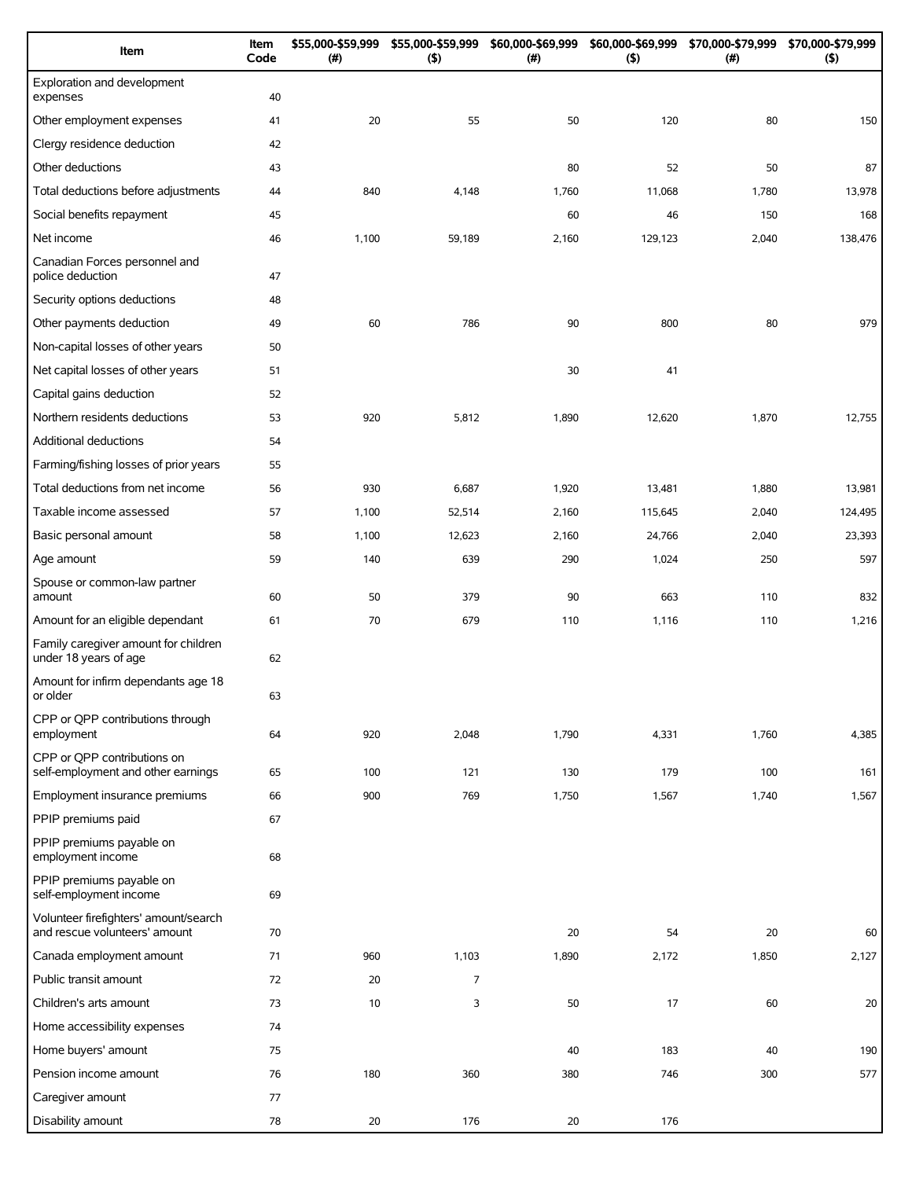| Item | Item Code | $55,000-$59,999 (#) | $55,000-$59,999 ($) | $60,000-$69,999 (#) | $60,000-$69,999 ($) | $70,000-$79,999 (#) | $70,000-$79,999 ($) |
|---|---|---|---|---|---|---|---|
| Exploration and development expenses | 40 | | | | | | |
| Other employment expenses | 41 | 20 | 55 | 50 | 120 | 80 | 150 |
| Clergy residence deduction | 42 | | | | | | |
| Other deductions | 43 | | | 80 | 52 | 50 | 87 |
| Total deductions before adjustments | 44 | 840 | 4,148 | 1,760 | 11,068 | 1,780 | 13,978 |
| Social benefits repayment | 45 | | | 60 | 46 | 150 | 168 |
| Net income | 46 | 1,100 | 59,189 | 2,160 | 129,123 | 2,040 | 138,476 |
| Canadian Forces personnel and police deduction | 47 | | | | | | |
| Security options deductions | 48 | | | | | | |
| Other payments deduction | 49 | 60 | 786 | 90 | 800 | 80 | 979 |
| Non-capital losses of other years | 50 | | | | | | |
| Net capital losses of other years | 51 | | | 30 | 41 | | |
| Capital gains deduction | 52 | | | | | | |
| Northern residents deductions | 53 | 920 | 5,812 | 1,890 | 12,620 | 1,870 | 12,755 |
| Additional deductions | 54 | | | | | | |
| Farming/fishing losses of prior years | 55 | | | | | | |
| Total deductions from net income | 56 | 930 | 6,687 | 1,920 | 13,481 | 1,880 | 13,981 |
| Taxable income assessed | 57 | 1,100 | 52,514 | 2,160 | 115,645 | 2,040 | 124,495 |
| Basic personal amount | 58 | 1,100 | 12,623 | 2,160 | 24,766 | 2,040 | 23,393 |
| Age amount | 59 | 140 | 639 | 290 | 1,024 | 250 | 597 |
| Spouse or common-law partner amount | 60 | 50 | 379 | 90 | 663 | 110 | 832 |
| Amount for an eligible dependant | 61 | 70 | 679 | 110 | 1,116 | 110 | 1,216 |
| Family caregiver amount for children under 18 years of age | 62 | | | | | | |
| Amount for infirm dependants age 18 or older | 63 | | | | | | |
| CPP or QPP contributions through employment | 64 | 920 | 2,048 | 1,790 | 4,331 | 1,760 | 4,385 |
| CPP or QPP contributions on self-employment and other earnings | 65 | 100 | 121 | 130 | 179 | 100 | 161 |
| Employment insurance premiums | 66 | 900 | 769 | 1,750 | 1,567 | 1,740 | 1,567 |
| PPIP premiums paid | 67 | | | | | | |
| PPIP premiums payable on employment income | 68 | | | | | | |
| PPIP premiums payable on self-employment income | 69 | | | | | | |
| Volunteer firefighters' amount/search and rescue volunteers' amount | 70 | | | 20 | 54 | 20 | 60 |
| Canada employment amount | 71 | 960 | 1,103 | 1,890 | 2,172 | 1,850 | 2,127 |
| Public transit amount | 72 | 20 | 7 | | | | |
| Children's arts amount | 73 | 10 | 3 | 50 | 17 | 60 | 20 |
| Home accessibility expenses | 74 | | | | | | |
| Home buyers' amount | 75 | | | 40 | 183 | 40 | 190 |
| Pension income amount | 76 | 180 | 360 | 380 | 746 | 300 | 577 |
| Caregiver amount | 77 | | | | | | |
| Disability amount | 78 | 20 | 176 | 20 | 176 | | |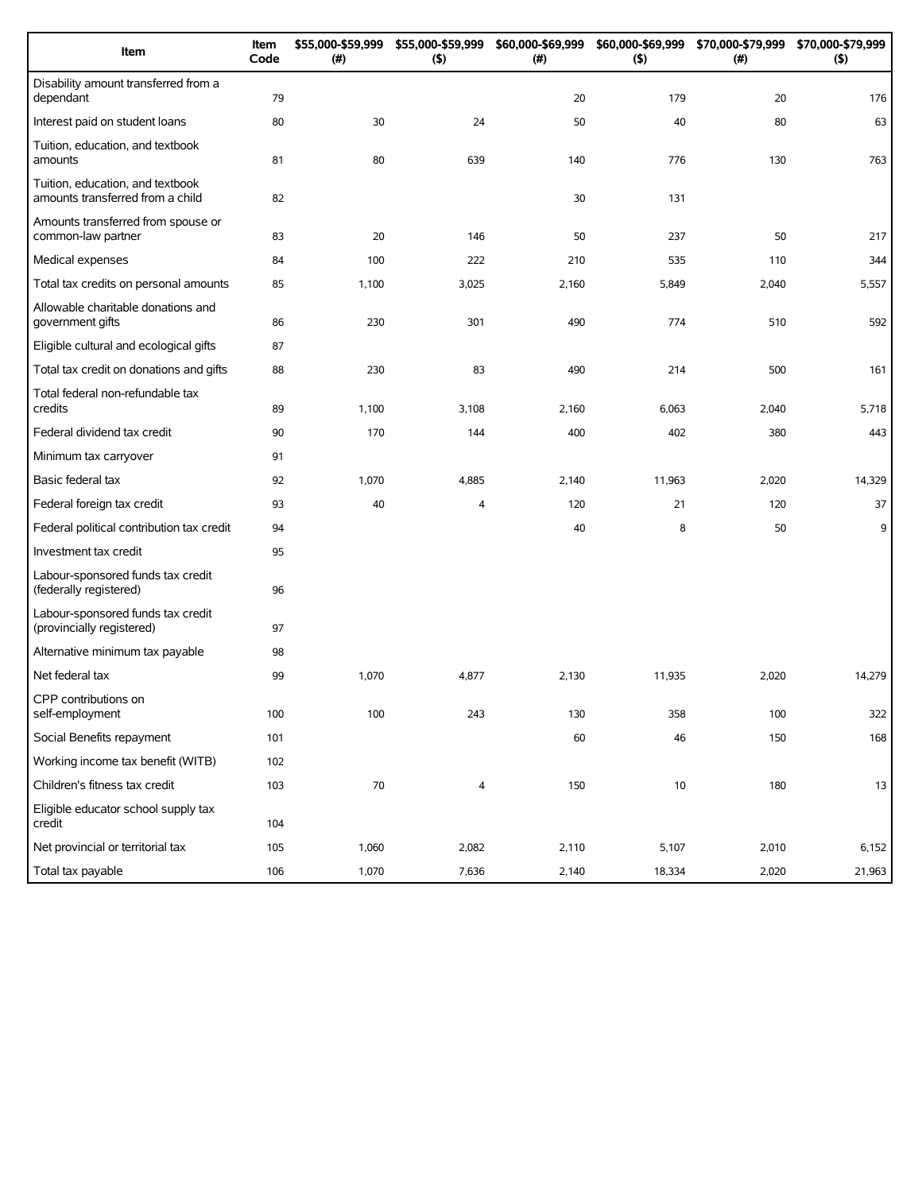| Item | Item Code | $55,000-$59,999 (#) | $55,000-$59,999 ($) | $60,000-$69,999 (#) | $60,000-$69,999 ($) | $70,000-$79,999 (#) | $70,000-$79,999 ($) |
|---|---|---|---|---|---|---|---|
| Disability amount transferred from a dependant | 79 | | | 20 | 179 | 20 | 176 |
| Interest paid on student loans | 80 | 30 | 24 | 50 | 40 | 80 | 63 |
| Tuition, education, and textbook amounts | 81 | 80 | 639 | 140 | 776 | 130 | 763 |
| Tuition, education, and textbook amounts transferred from a child | 82 | | | 30 | 131 | | |
| Amounts transferred from spouse or common-law partner | 83 | 20 | 146 | 50 | 237 | 50 | 217 |
| Medical expenses | 84 | 100 | 222 | 210 | 535 | 110 | 344 |
| Total tax credits on personal amounts | 85 | 1,100 | 3,025 | 2,160 | 5,849 | 2,040 | 5,557 |
| Allowable charitable donations and government gifts | 86 | 230 | 301 | 490 | 774 | 510 | 592 |
| Eligible cultural and ecological gifts | 87 | | | | | | |
| Total tax credit on donations and gifts | 88 | 230 | 83 | 490 | 214 | 500 | 161 |
| Total federal non-refundable tax credits | 89 | 1,100 | 3,108 | 2,160 | 6,063 | 2,040 | 5,718 |
| Federal dividend tax credit | 90 | 170 | 144 | 400 | 402 | 380 | 443 |
| Minimum tax carryover | 91 | | | | | | |
| Basic federal tax | 92 | 1,070 | 4,885 | 2,140 | 11,963 | 2,020 | 14,329 |
| Federal foreign tax credit | 93 | 40 | 4 | 120 | 21 | 120 | 37 |
| Federal political contribution tax credit | 94 | | | 40 | 8 | 50 | 9 |
| Investment tax credit | 95 | | | | | | |
| Labour-sponsored funds tax credit (federally registered) | 96 | | | | | | |
| Labour-sponsored funds tax credit (provincially registered) | 97 | | | | | | |
| Alternative minimum tax payable | 98 | | | | | | |
| Net federal tax | 99 | 1,070 | 4,877 | 2,130 | 11,935 | 2,020 | 14,279 |
| CPP contributions on self-employment | 100 | 100 | 243 | 130 | 358 | 100 | 322 |
| Social Benefits repayment | 101 | | | 60 | 46 | 150 | 168 |
| Working income tax benefit (WITB) | 102 | | | | | | |
| Children's fitness tax credit | 103 | 70 | 4 | 150 | 10 | 180 | 13 |
| Eligible educator school supply tax credit | 104 | | | | | | |
| Net provincial or territorial tax | 105 | 1,060 | 2,082 | 2,110 | 5,107 | 2,010 | 6,152 |
| Total tax payable | 106 | 1,070 | 7,636 | 2,140 | 18,334 | 2,020 | 21,963 |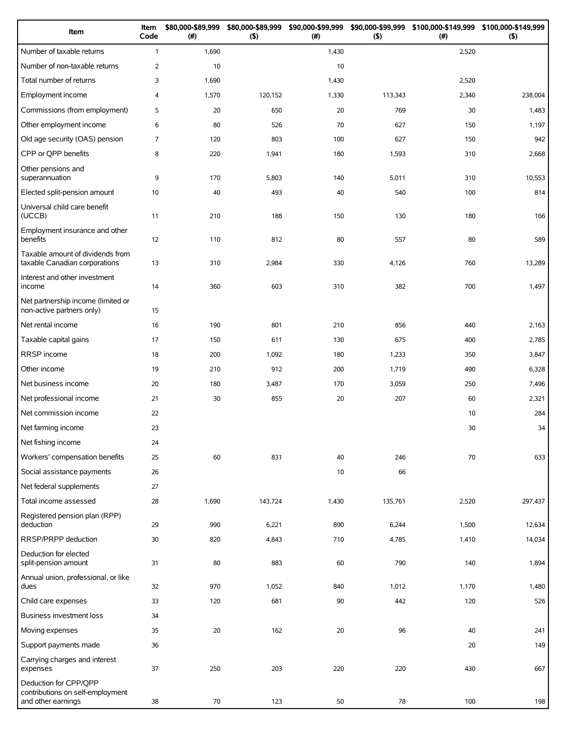| Item | Item Code | $80,000-$89,999 (#) | $80,000-$89,999 ($) | $90,000-$99,999 (#) | $90,000-$99,999 ($) | $100,000-$149,999 (#) | $100,000-$149,999 ($) |
|---|---|---|---|---|---|---|---|
| Number of taxable returns | 1 | 1,690 | | 1,430 | | 2,520 | |
| Number of non-taxable returns | 2 | 10 | | 10 | | | |
| Total number of returns | 3 | 1,690 | | 1,430 | | 2,520 | |
| Employment income | 4 | 1,570 | 120,152 | 1,330 | 113,343 | 2,340 | 238,004 |
| Commissions (from employment) | 5 | 20 | 650 | 20 | 769 | 30 | 1,483 |
| Other employment income | 6 | 80 | 526 | 70 | 627 | 150 | 1,197 |
| Old age security (OAS) pension | 7 | 120 | 803 | 100 | 627 | 150 | 942 |
| CPP or QPP benefits | 8 | 220 | 1,941 | 180 | 1,593 | 310 | 2,668 |
| Other pensions and superannuation | 9 | 170 | 5,803 | 140 | 5,011 | 310 | 10,553 |
| Elected split-pension amount | 10 | 40 | 493 | 40 | 540 | 100 | 814 |
| Universal child care benefit (UCCB) | 11 | 210 | 188 | 150 | 130 | 180 | 166 |
| Employment insurance and other benefits | 12 | 110 | 812 | 80 | 557 | 80 | 589 |
| Taxable amount of dividends from taxable Canadian corporations | 13 | 310 | 2,984 | 330 | 4,126 | 760 | 13,289 |
| Interest and other investment income | 14 | 360 | 603 | 310 | 382 | 700 | 1,497 |
| Net partnership income (limited or non-active partners only) | 15 | | | | | | |
| Net rental income | 16 | 190 | 801 | 210 | 856 | 440 | 2,163 |
| Taxable capital gains | 17 | 150 | 611 | 130 | 675 | 400 | 2,785 |
| RRSP income | 18 | 200 | 1,092 | 180 | 1,233 | 350 | 3,847 |
| Other income | 19 | 210 | 912 | 200 | 1,719 | 490 | 6,328 |
| Net business income | 20 | 180 | 3,487 | 170 | 3,059 | 250 | 7,496 |
| Net professional income | 21 | 30 | 855 | 20 | 207 | 60 | 2,321 |
| Net commission income | 22 | | | | | 10 | 284 |
| Net farming income | 23 | | | | | 30 | 34 |
| Net fishing income | 24 | | | | | | |
| Workers' compensation benefits | 25 | 60 | 831 | 40 | 246 | 70 | 633 |
| Social assistance payments | 26 | | | 10 | 66 | | |
| Net federal supplements | 27 | | | | | | |
| Total income assessed | 28 | 1,690 | 143,724 | 1,430 | 135,761 | 2,520 | 297,437 |
| Registered pension plan (RPP) deduction | 29 | 990 | 6,221 | 890 | 6,244 | 1,500 | 12,634 |
| RRSP/PRPP deduction | 30 | 820 | 4,843 | 710 | 4,785 | 1,410 | 14,034 |
| Deduction for elected split-pension amount | 31 | 80 | 883 | 60 | 790 | 140 | 1,894 |
| Annual union, professional, or like dues | 32 | 970 | 1,052 | 840 | 1,012 | 1,170 | 1,480 |
| Child care expenses | 33 | 120 | 681 | 90 | 442 | 120 | 526 |
| Business investment loss | 34 | | | | | | |
| Moving expenses | 35 | 20 | 162 | 20 | 96 | 40 | 241 |
| Support payments made | 36 | | | | | 20 | 149 |
| Carrying charges and interest expenses | 37 | 250 | 203 | 220 | 220 | 430 | 667 |
| Deduction for CPP/QPP contributions on self-employment and other earnings | 38 | 70 | 123 | 50 | 78 | 100 | 198 |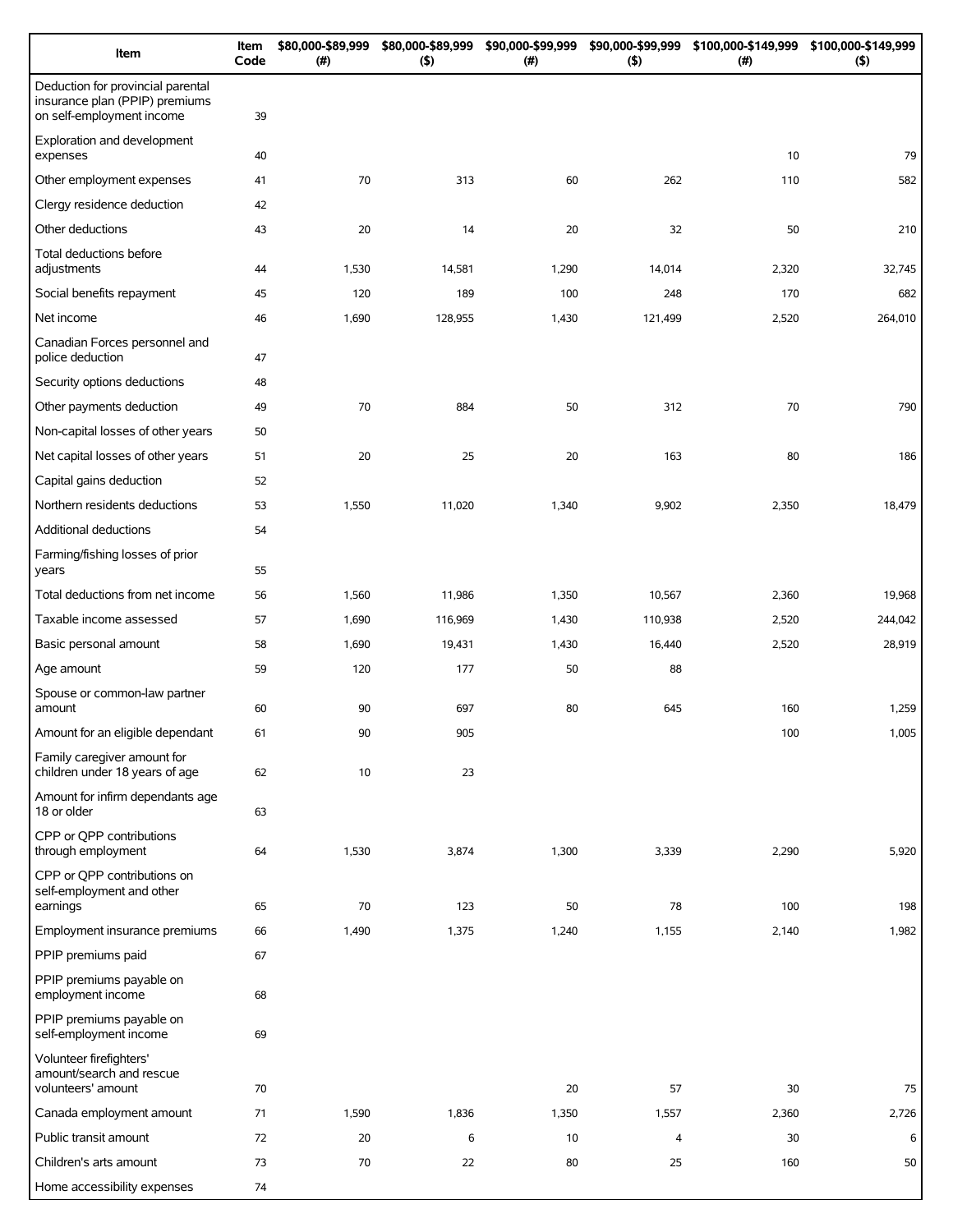| Item | Item Code | $80,000-$89,999 (#) | $80,000-$89,999 ($) | $90,000-$99,999 (#) | $90,000-$99,999 ($) | $100,000-$149,999 (#) | $100,000-$149,999 ($) |
|---|---|---|---|---|---|---|---|
| Deduction for provincial parental insurance plan (PPIP) premiums on self-employment income | 39 | | | | | | |
| Exploration and development expenses | 40 | | | | | 10 | 79 |
| Other employment expenses | 41 | 70 | 313 | 60 | 262 | 110 | 582 |
| Clergy residence deduction | 42 | | | | | | |
| Other deductions | 43 | 20 | 14 | 20 | 32 | 50 | 210 |
| Total deductions before adjustments | 44 | 1,530 | 14,581 | 1,290 | 14,014 | 2,320 | 32,745 |
| Social benefits repayment | 45 | 120 | 189 | 100 | 248 | 170 | 682 |
| Net income | 46 | 1,690 | 128,955 | 1,430 | 121,499 | 2,520 | 264,010 |
| Canadian Forces personnel and police deduction | 47 | | | | | | |
| Security options deductions | 48 | | | | | | |
| Other payments deduction | 49 | 70 | 884 | 50 | 312 | 70 | 790 |
| Non-capital losses of other years | 50 | | | | | | |
| Net capital losses of other years | 51 | 20 | 25 | 20 | 163 | 80 | 186 |
| Capital gains deduction | 52 | | | | | | |
| Northern residents deductions | 53 | 1,550 | 11,020 | 1,340 | 9,902 | 2,350 | 18,479 |
| Additional deductions | 54 | | | | | | |
| Farming/fishing losses of prior years | 55 | | | | | | |
| Total deductions from net income | 56 | 1,560 | 11,986 | 1,350 | 10,567 | 2,360 | 19,968 |
| Taxable income assessed | 57 | 1,690 | 116,969 | 1,430 | 110,938 | 2,520 | 244,042 |
| Basic personal amount | 58 | 1,690 | 19,431 | 1,430 | 16,440 | 2,520 | 28,919 |
| Age amount | 59 | 120 | 177 | 50 | 88 | | |
| Spouse or common-law partner amount | 60 | 90 | 697 | 80 | 645 | 160 | 1,259 |
| Amount for an eligible dependant | 61 | 90 | 905 | | | 100 | 1,005 |
| Family caregiver amount for children under 18 years of age | 62 | 10 | 23 | | | | |
| Amount for infirm dependants age 18 or older | 63 | | | | | | |
| CPP or QPP contributions through employment | 64 | 1,530 | 3,874 | 1,300 | 3,339 | 2,290 | 5,920 |
| CPP or QPP contributions on self-employment and other earnings | 65 | 70 | 123 | 50 | 78 | 100 | 198 |
| Employment insurance premiums | 66 | 1,490 | 1,375 | 1,240 | 1,155 | 2,140 | 1,982 |
| PPIP premiums paid | 67 | | | | | | |
| PPIP premiums payable on employment income | 68 | | | | | | |
| PPIP premiums payable on self-employment income | 69 | | | | | | |
| Volunteer firefighters' amount/search and rescue volunteers' amount | 70 | | | 20 | 57 | 30 | 75 |
| Canada employment amount | 71 | 1,590 | 1,836 | 1,350 | 1,557 | 2,360 | 2,726 |
| Public transit amount | 72 | 20 | 6 | 10 | 4 | 30 | 6 |
| Children's arts amount | 73 | 70 | 22 | 80 | 25 | 160 | 50 |
| Home accessibility expenses | 74 | | | | | | |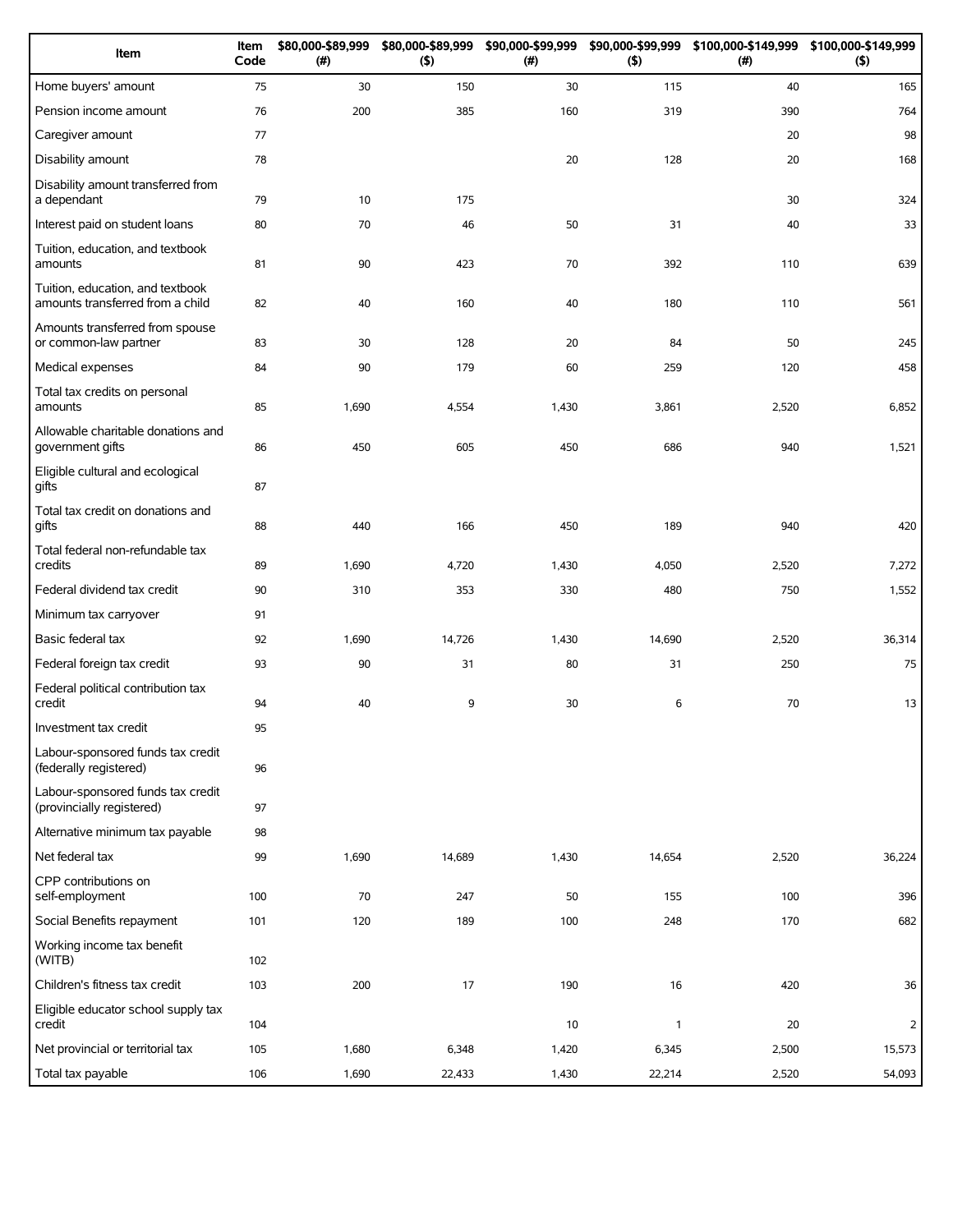| Item | Item Code | $80,000-$89,999 (#) | $80,000-$89,999 ($) | $90,000-$99,999 (#) | $90,000-$99,999 ($) | $100,000-$149,999 (#) | $100,000-$149,999 ($) |
|---|---|---|---|---|---|---|---|
| Home buyers' amount | 75 | 30 | 150 | 30 | 115 | 40 | 165 |
| Pension income amount | 76 | 200 | 385 | 160 | 319 | 390 | 764 |
| Caregiver amount | 77 | | | | | 20 | 98 |
| Disability amount | 78 | | | 20 | 128 | 20 | 168 |
| Disability amount transferred from a dependant | 79 | 10 | 175 | | | 30 | 324 |
| Interest paid on student loans | 80 | 70 | 46 | 50 | 31 | 40 | 33 |
| Tuition, education, and textbook amounts | 81 | 90 | 423 | 70 | 392 | 110 | 639 |
| Tuition, education, and textbook amounts transferred from a child | 82 | 40 | 160 | 40 | 180 | 110 | 561 |
| Amounts transferred from spouse or common-law partner | 83 | 30 | 128 | 20 | 84 | 50 | 245 |
| Medical expenses | 84 | 90 | 179 | 60 | 259 | 120 | 458 |
| Total tax credits on personal amounts | 85 | 1,690 | 4,554 | 1,430 | 3,861 | 2,520 | 6,852 |
| Allowable charitable donations and government gifts | 86 | 450 | 605 | 450 | 686 | 940 | 1,521 |
| Eligible cultural and ecological gifts | 87 | | | | | | |
| Total tax credit on donations and gifts | 88 | 440 | 166 | 450 | 189 | 940 | 420 |
| Total federal non-refundable tax credits | 89 | 1,690 | 4,720 | 1,430 | 4,050 | 2,520 | 7,272 |
| Federal dividend tax credit | 90 | 310 | 353 | 330 | 480 | 750 | 1,552 |
| Minimum tax carryover | 91 | | | | | | |
| Basic federal tax | 92 | 1,690 | 14,726 | 1,430 | 14,690 | 2,520 | 36,314 |
| Federal foreign tax credit | 93 | 90 | 31 | 80 | 31 | 250 | 75 |
| Federal political contribution tax credit | 94 | 40 | 9 | 30 | 6 | 70 | 13 |
| Investment tax credit | 95 | | | | | | |
| Labour-sponsored funds tax credit (federally registered) | 96 | | | | | | |
| Labour-sponsored funds tax credit (provincially registered) | 97 | | | | | | |
| Alternative minimum tax payable | 98 | | | | | | |
| Net federal tax | 99 | 1,690 | 14,689 | 1,430 | 14,654 | 2,520 | 36,224 |
| CPP contributions on self-employment | 100 | 70 | 247 | 50 | 155 | 100 | 396 |
| Social Benefits repayment | 101 | 120 | 189 | 100 | 248 | 170 | 682 |
| Working income tax benefit (WITB) | 102 | | | | | | |
| Children's fitness tax credit | 103 | 200 | 17 | 190 | 16 | 420 | 36 |
| Eligible educator school supply tax credit | 104 | | | 10 | 1 | 20 | 2 |
| Net provincial or territorial tax | 105 | 1,680 | 6,348 | 1,420 | 6,345 | 2,500 | 15,573 |
| Total tax payable | 106 | 1,690 | 22,433 | 1,430 | 22,214 | 2,520 | 54,093 |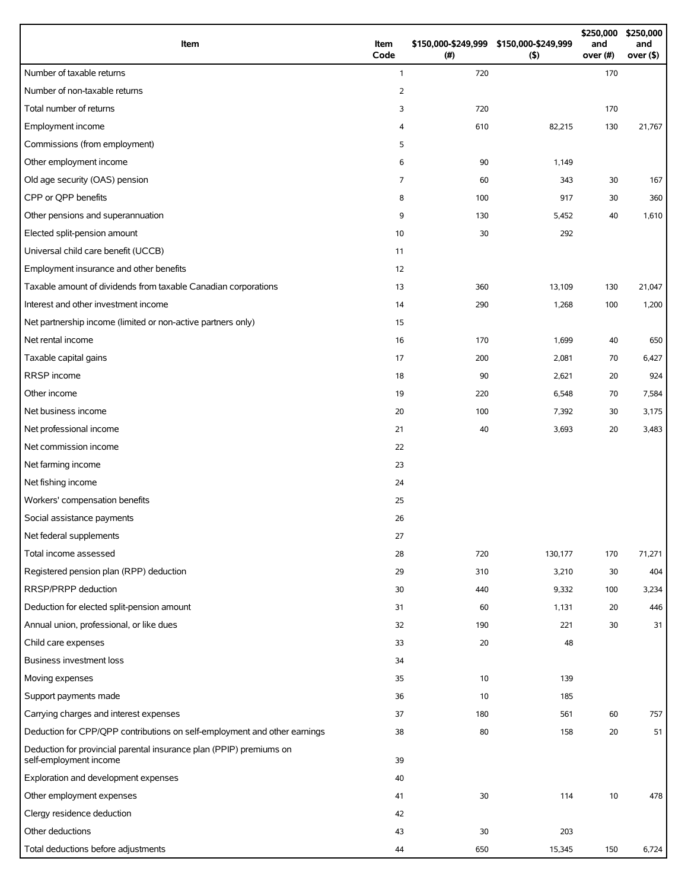| Item | Item Code | $150,000-$249,999 (#) | $150,000-$249,999 ($) | $250,000 and over (#) | $250,000 and over ($) |
| --- | --- | --- | --- | --- | --- |
| Number of taxable returns | 1 | 720 | | 170 | |
| Number of non-taxable returns | 2 | | | | |
| Total number of returns | 3 | 720 | | 170 | |
| Employment income | 4 | 610 | 82,215 | 130 | 21,767 |
| Commissions (from employment) | 5 | | | | |
| Other employment income | 6 | 90 | 1,149 | | |
| Old age security (OAS) pension | 7 | 60 | 343 | 30 | 167 |
| CPP or QPP benefits | 8 | 100 | 917 | 30 | 360 |
| Other pensions and superannuation | 9 | 130 | 5,452 | 40 | 1,610 |
| Elected split-pension amount | 10 | 30 | 292 | | |
| Universal child care benefit (UCCB) | 11 | | | | |
| Employment insurance and other benefits | 12 | | | | |
| Taxable amount of dividends from taxable Canadian corporations | 13 | 360 | 13,109 | 130 | 21,047 |
| Interest and other investment income | 14 | 290 | 1,268 | 100 | 1,200 |
| Net partnership income (limited or non-active partners only) | 15 | | | | |
| Net rental income | 16 | 170 | 1,699 | 40 | 650 |
| Taxable capital gains | 17 | 200 | 2,081 | 70 | 6,427 |
| RRSP income | 18 | 90 | 2,621 | 20 | 924 |
| Other income | 19 | 220 | 6,548 | 70 | 7,584 |
| Net business income | 20 | 100 | 7,392 | 30 | 3,175 |
| Net professional income | 21 | 40 | 3,693 | 20 | 3,483 |
| Net commission income | 22 | | | | |
| Net farming income | 23 | | | | |
| Net fishing income | 24 | | | | |
| Workers' compensation benefits | 25 | | | | |
| Social assistance payments | 26 | | | | |
| Net federal supplements | 27 | | | | |
| Total income assessed | 28 | 720 | 130,177 | 170 | 71,271 |
| Registered pension plan (RPP) deduction | 29 | 310 | 3,210 | 30 | 404 |
| RRSP/PRPP deduction | 30 | 440 | 9,332 | 100 | 3,234 |
| Deduction for elected split-pension amount | 31 | 60 | 1,131 | 20 | 446 |
| Annual union, professional, or like dues | 32 | 190 | 221 | 30 | 31 |
| Child care expenses | 33 | 20 | 48 | | |
| Business investment loss | 34 | | | | |
| Moving expenses | 35 | 10 | 139 | | |
| Support payments made | 36 | 10 | 185 | | |
| Carrying charges and interest expenses | 37 | 180 | 561 | 60 | 757 |
| Deduction for CPP/QPP contributions on self-employment and other earnings | 38 | 80 | 158 | 20 | 51 |
| Deduction for provincial parental insurance plan (PPIP) premiums on self-employment income | 39 | | | | |
| Exploration and development expenses | 40 | | | | |
| Other employment expenses | 41 | 30 | 114 | 10 | 478 |
| Clergy residence deduction | 42 | | | | |
| Other deductions | 43 | 30 | 203 | | |
| Total deductions before adjustments | 44 | 650 | 15,345 | 150 | 6,724 |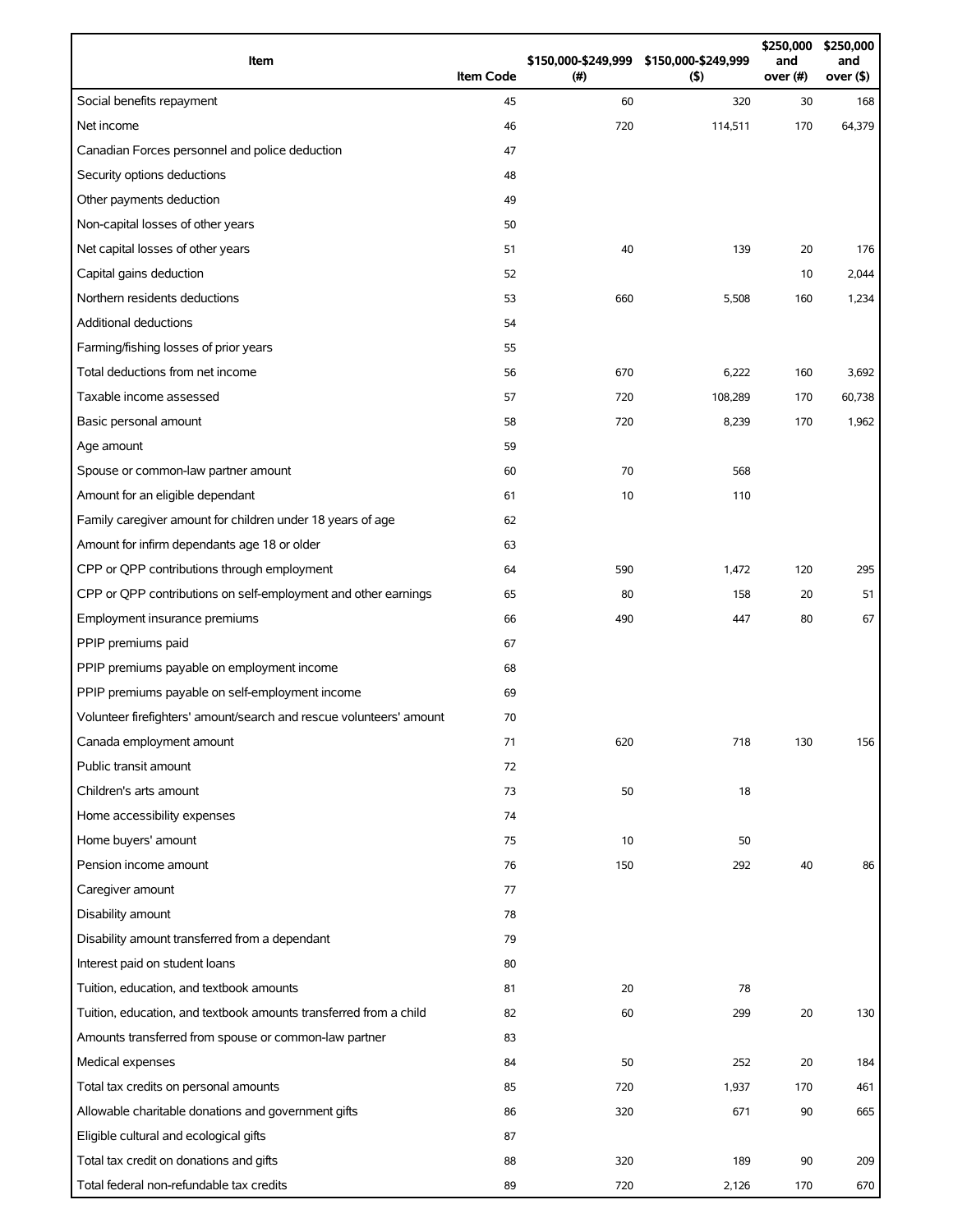| Item | Item Code | $150,000-$249,999 (#) | $150,000-$249,999 ($) | $250,000 and over (#) | $250,000 and over ($) |
|---|---|---|---|---|---|
| Social benefits repayment | 45 | 60 | 320 | 30 | 168 |
| Net income | 46 | 720 | 114,511 | 170 | 64,379 |
| Canadian Forces personnel and police deduction | 47 | | | | |
| Security options deductions | 48 | | | | |
| Other payments deduction | 49 | | | | |
| Non-capital losses of other years | 50 | | | | |
| Net capital losses of other years | 51 | 40 | 139 | 20 | 176 |
| Capital gains deduction | 52 | | | 10 | 2,044 |
| Northern residents deductions | 53 | 660 | 5,508 | 160 | 1,234 |
| Additional deductions | 54 | | | | |
| Farming/fishing losses of prior years | 55 | | | | |
| Total deductions from net income | 56 | 670 | 6,222 | 160 | 3,692 |
| Taxable income assessed | 57 | 720 | 108,289 | 170 | 60,738 |
| Basic personal amount | 58 | 720 | 8,239 | 170 | 1,962 |
| Age amount | 59 | | | | |
| Spouse or common-law partner amount | 60 | 70 | 568 | | |
| Amount for an eligible dependant | 61 | 10 | 110 | | |
| Family caregiver amount for children under 18 years of age | 62 | | | | |
| Amount for infirm dependants age 18 or older | 63 | | | | |
| CPP or QPP contributions through employment | 64 | 590 | 1,472 | 120 | 295 |
| CPP or QPP contributions on self-employment and other earnings | 65 | 80 | 158 | 20 | 51 |
| Employment insurance premiums | 66 | 490 | 447 | 80 | 67 |
| PPIP premiums paid | 67 | | | | |
| PPIP premiums payable on employment income | 68 | | | | |
| PPIP premiums payable on self-employment income | 69 | | | | |
| Volunteer firefighters' amount/search and rescue volunteers' amount | 70 | | | | |
| Canada employment amount | 71 | 620 | 718 | 130 | 156 |
| Public transit amount | 72 | | | | |
| Children's arts amount | 73 | 50 | 18 | | |
| Home accessibility expenses | 74 | | | | |
| Home buyers' amount | 75 | 10 | 50 | | |
| Pension income amount | 76 | 150 | 292 | 40 | 86 |
| Caregiver amount | 77 | | | | |
| Disability amount | 78 | | | | |
| Disability amount transferred from a dependant | 79 | | | | |
| Interest paid on student loans | 80 | | | | |
| Tuition, education, and textbook amounts | 81 | 20 | 78 | | |
| Tuition, education, and textbook amounts transferred from a child | 82 | 60 | 299 | 20 | 130 |
| Amounts transferred from spouse or common-law partner | 83 | | | | |
| Medical expenses | 84 | 50 | 252 | 20 | 184 |
| Total tax credits on personal amounts | 85 | 720 | 1,937 | 170 | 461 |
| Allowable charitable donations and government gifts | 86 | 320 | 671 | 90 | 665 |
| Eligible cultural and ecological gifts | 87 | | | | |
| Total tax credit on donations and gifts | 88 | 320 | 189 | 90 | 209 |
| Total federal non-refundable tax credits | 89 | 720 | 2,126 | 170 | 670 |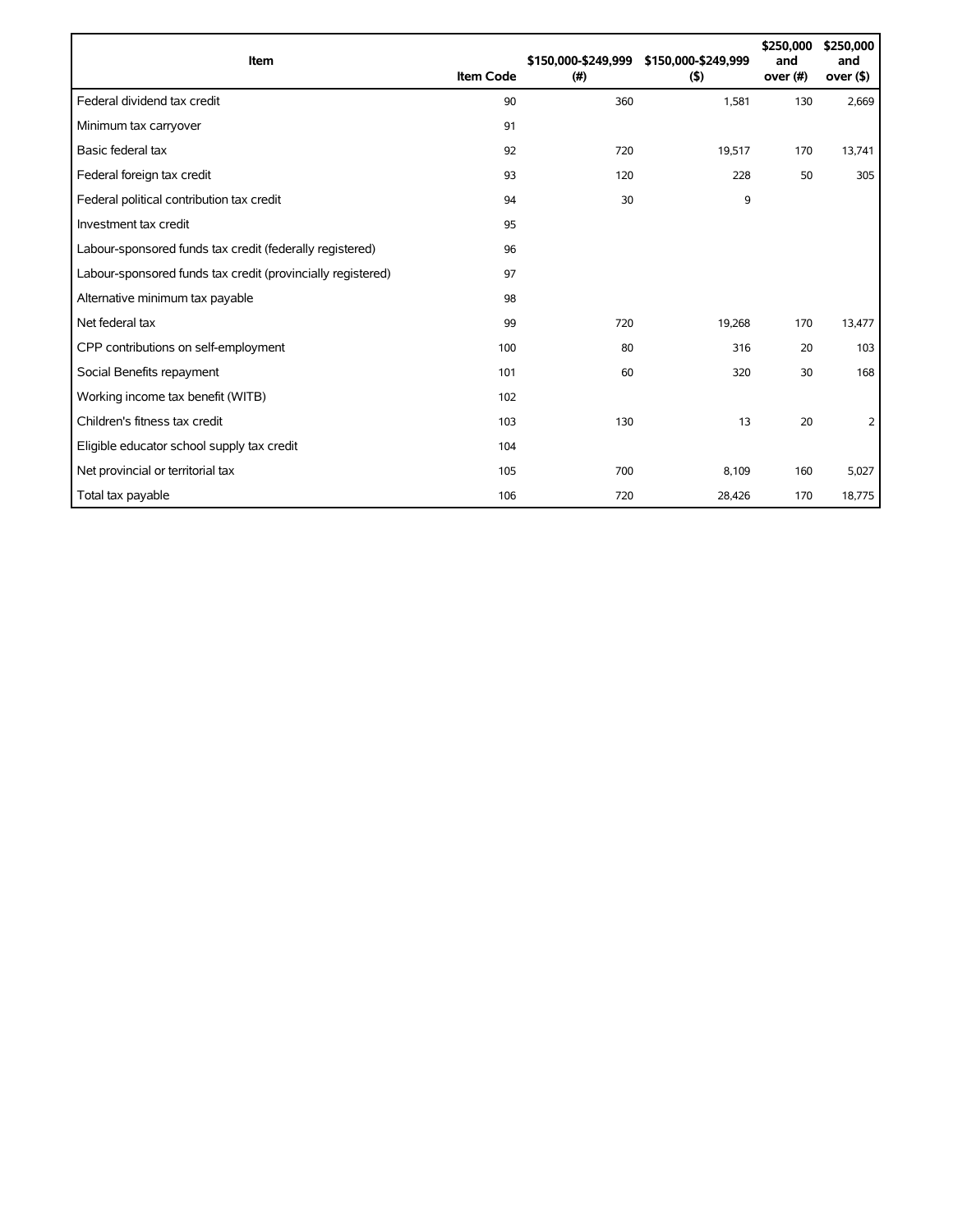| Item | Item Code | $150,000-$249,999 (#) | $150,000-$249,999 ($) | $250,000 and over (#) | $250,000 and over ($) |
|---|---|---|---|---|---|
| Federal dividend tax credit | 90 | 360 | 1,581 | 130 | 2,669 |
| Minimum tax carryover | 91 | | | | |
| Basic federal tax | 92 | 720 | 19,517 | 170 | 13,741 |
| Federal foreign tax credit | 93 | 120 | 228 | 50 | 305 |
| Federal political contribution tax credit | 94 | 30 | 9 | | |
| Investment tax credit | 95 | | | | |
| Labour-sponsored funds tax credit (federally registered) | 96 | | | | |
| Labour-sponsored funds tax credit (provincially registered) | 97 | | | | |
| Alternative minimum tax payable | 98 | | | | |
| Net federal tax | 99 | 720 | 19,268 | 170 | 13,477 |
| CPP contributions on self-employment | 100 | 80 | 316 | 20 | 103 |
| Social Benefits repayment | 101 | 60 | 320 | 30 | 168 |
| Working income tax benefit (WITB) | 102 | | | | |
| Children's fitness tax credit | 103 | 130 | 13 | 20 | 2 |
| Eligible educator school supply tax credit | 104 | | | | |
| Net provincial or territorial tax | 105 | 700 | 8,109 | 160 | 5,027 |
| Total tax payable | 106 | 720 | 28,426 | 170 | 18,775 |